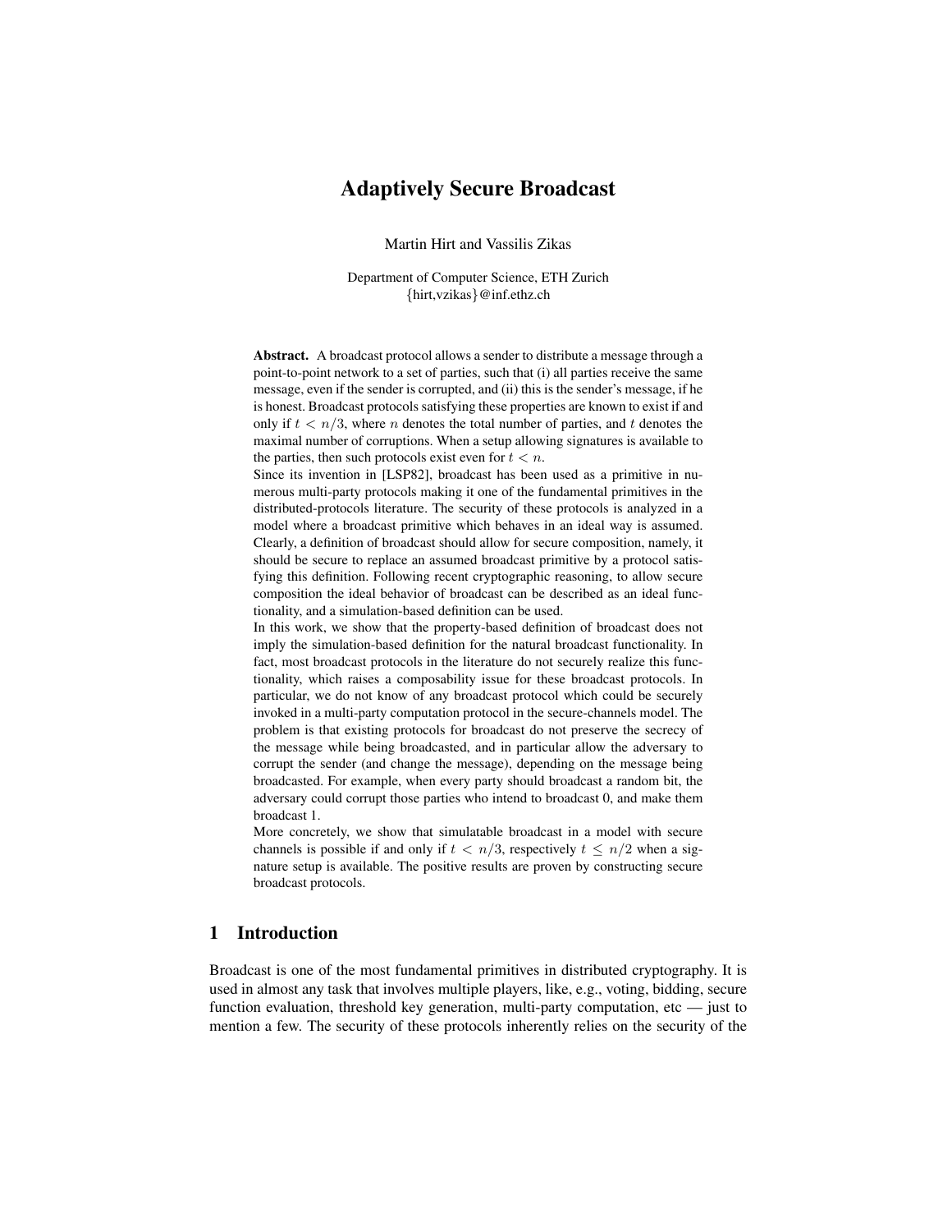# Adaptively Secure Broadcast

Martin Hirt and Vassilis Zikas

Department of Computer Science, ETH Zurich
{hirt,vzikas}@inf.ethz.ch

**Abstract.** A broadcast protocol allows a sender to distribute a message through a point-to-point network to a set of parties, such that (i) all parties receive the same message, even if the sender is corrupted, and (ii) this is the sender's message, if he is honest. Broadcast protocols satisfying these properties are known to exist if and only if $t < n/3$, where $n$ denotes the total number of parties, and $t$ denotes the maximal number of corruptions. When a setup allowing signatures is available to the parties, then such protocols exist even for $t < n$.

Since its invention in [LSP82], broadcast has been used as a primitive in numerous multi-party protocols making it one of the fundamental primitives in the distributed-protocols literature. The security of these protocols is analyzed in a model where a broadcast primitive which behaves in an ideal way is assumed. Clearly, a definition of broadcast should allow for secure composition, namely, it should be secure to replace an assumed broadcast primitive by a protocol satisfying this definition. Following recent cryptographic reasoning, to allow secure composition the ideal behavior of broadcast can be described as an ideal functionality, and a simulation-based definition can be used.

In this work, we show that the property-based definition of broadcast does not imply the simulation-based definition for the natural broadcast functionality. In fact, most broadcast protocols in the literature do not securely realize this functionality, which raises a composability issue for these broadcast protocols. In particular, we do not know of any broadcast protocol which could be securely invoked in a multi-party computation protocol in the secure-channels model. The problem is that existing protocols for broadcast do not preserve the secrecy of the message while being broadcasted, and in particular allow the adversary to corrupt the sender (and change the message), depending on the message being broadcasted. For example, when every party should broadcast a random bit, the adversary could corrupt those parties who intend to broadcast 0, and make them broadcast 1.

More concretely, we show that simulatable broadcast in a model with secure channels is possible if and only if $t < n/3$, respectively $t \leq n/2$ when a signature setup is available. The positive results are proven by constructing secure broadcast protocols.

## 1 Introduction

Broadcast is one of the most fundamental primitives in distributed cryptography. It is used in almost any task that involves multiple players, like, e.g., voting, bidding, secure function evaluation, threshold key generation, multi-party computation, etc — just to mention a few. The security of these protocols inherently relies on the security of the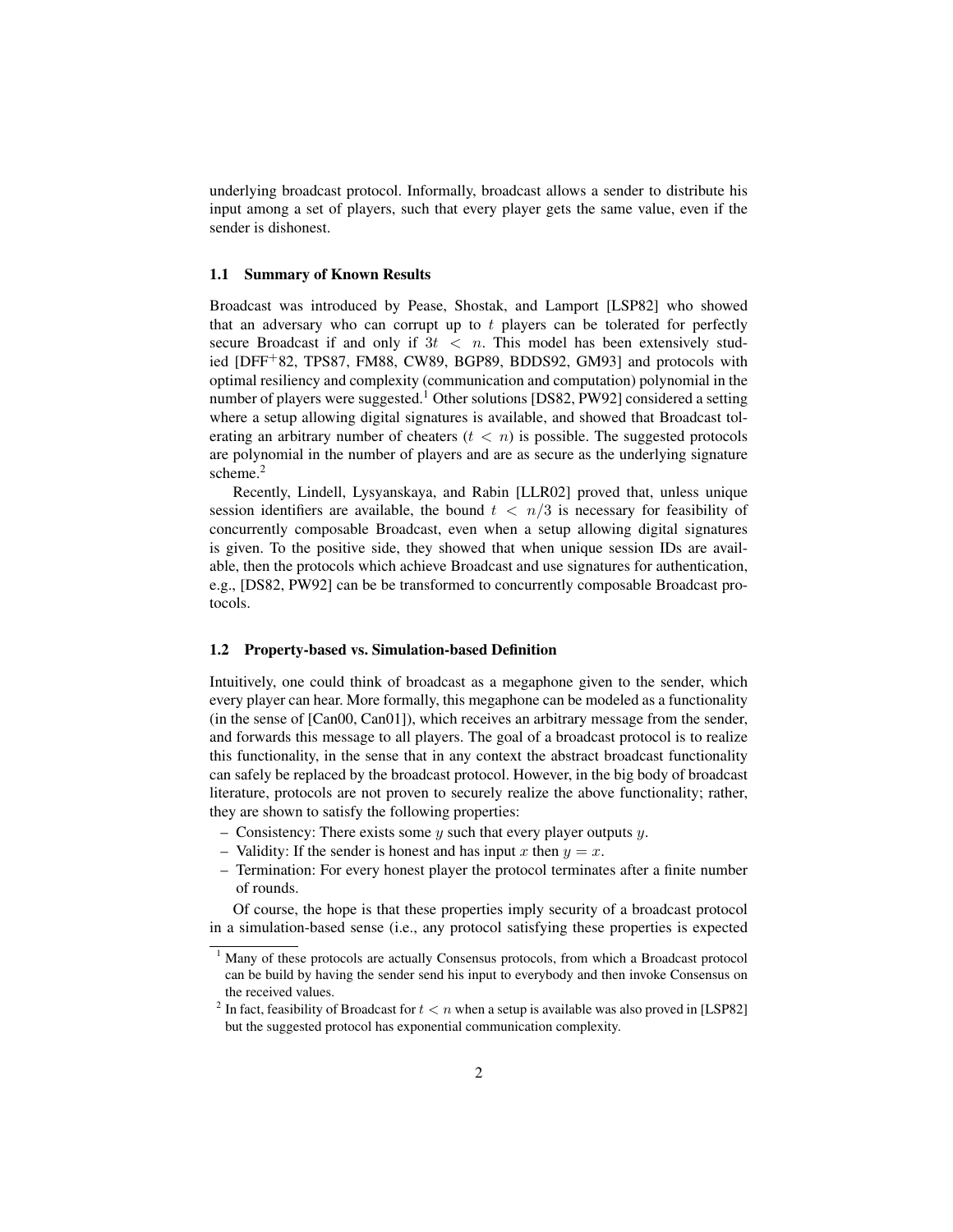underlying broadcast protocol. Informally, broadcast allows a sender to distribute his input among a set of players, such that every player gets the same value, even if the sender is dishonest.

### 1.1 Summary of Known Results

Broadcast was introduced by Pease, Shostak, and Lamport [LSP82] who showed that an adversary who can corrupt up to $t$ players can be tolerated for perfectly secure Broadcast if and only if $3t < n$. This model has been extensively studied [DFF$^+$82, TPS87, FM88, CW89, BGP89, BDDS92, GM93] and protocols with optimal resiliency and complexity (communication and computation) polynomial in the number of players were suggested.[1] Other solutions [DS82, PW92] considered a setting where a setup allowing digital signatures is available, and showed that Broadcast tolerating an arbitrary number of cheaters ($t < n$) is possible. The suggested protocols are polynomial in the number of players and are as secure as the underlying signature scheme.[2]

Recently, Lindell, Lysyanskaya, and Rabin [LLR02] proved that, unless unique session identifiers are available, the bound $t < n/3$ is necessary for feasibility of concurrently composable Broadcast, even when a setup allowing digital signatures is given. To the positive side, they showed that when unique session IDs are available, then the protocols which achieve Broadcast and use signatures for authentication, e.g., [DS82, PW92] can be be transformed to concurrently composable Broadcast protocols.

### 1.2 Property-based vs. Simulation-based Definition

Intuitively, one could think of broadcast as a megaphone given to the sender, which every player can hear. More formally, this megaphone can be modeled as a functionality (in the sense of [Can00, Can01]), which receives an arbitrary message from the sender, and forwards this message to all players. The goal of a broadcast protocol is to realize this functionality, in the sense that in any context the abstract broadcast functionality can safely be replaced by the broadcast protocol. However, in the big body of broadcast literature, protocols are not proven to securely realize the above functionality; rather, they are shown to satisfy the following properties:

- Consistency: There exists some $y$ such that every player outputs $y$.
- Validity: If the sender is honest and has input $x$ then $y = x$.
- Termination: For every honest player the protocol terminates after a finite number of rounds.

Of course, the hope is that these properties imply security of a broadcast protocol in a simulation-based sense (i.e., any protocol satisfying these properties is expected

[1] Many of these protocols are actually Consensus protocols, from which a Broadcast protocol can be build by having the sender send his input to everybody and then invoke Consensus on the received values.

[2] In fact, feasibility of Broadcast for $t < n$ when a setup is available was also proved in [LSP82] but the suggested protocol has exponential communication complexity.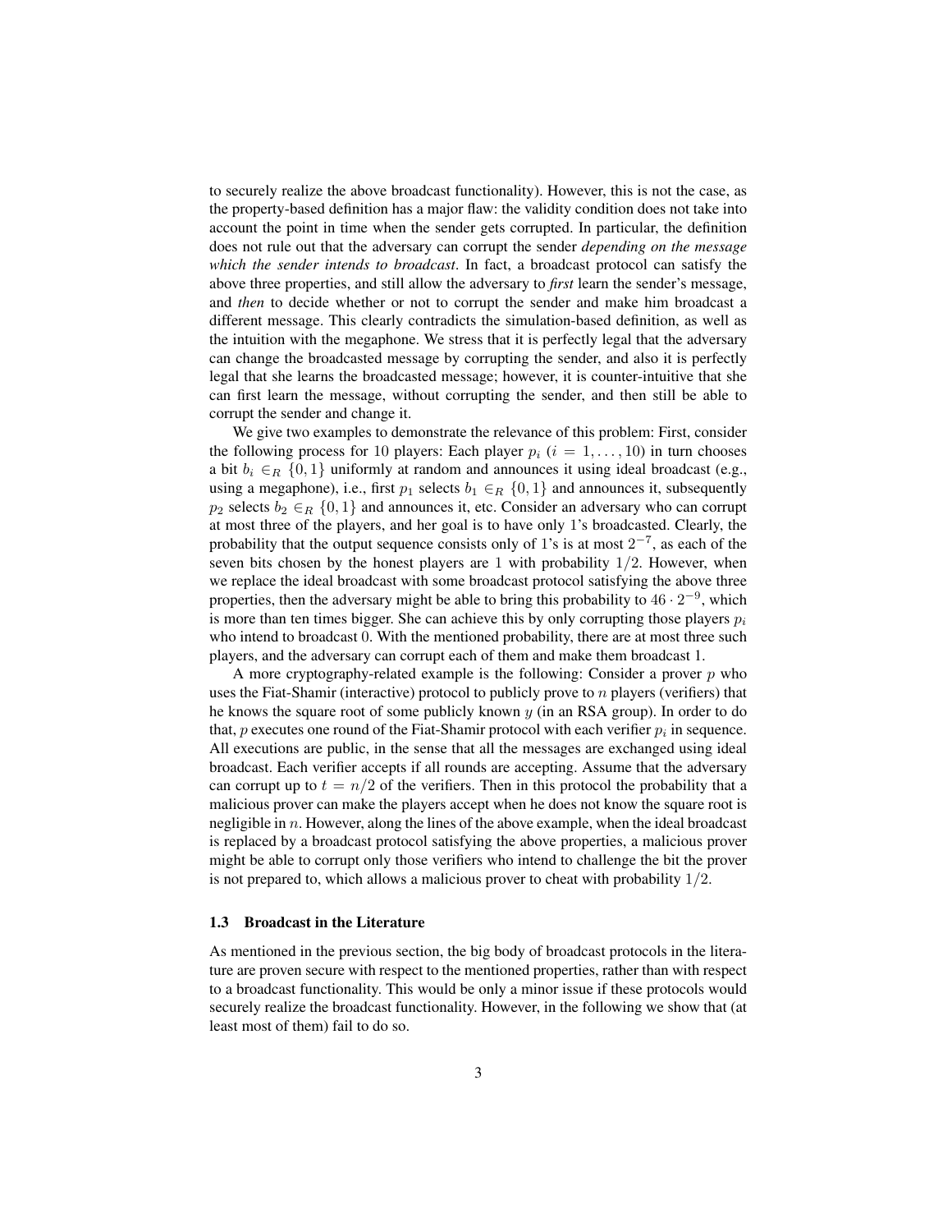to securely realize the above broadcast functionality). However, this is not the case, as the property-based definition has a major flaw: the validity condition does not take into account the point in time when the sender gets corrupted. In particular, the definition does not rule out that the adversary can corrupt the sender *depending on the message which the sender intends to broadcast*. In fact, a broadcast protocol can satisfy the above three properties, and still allow the adversary to ***first*** learn the sender's message, and *then* to decide whether or not to corrupt the sender and make him broadcast a different message. This clearly contradicts the simulation-based definition, as well as the intuition with the megaphone. We stress that it is perfectly legal that the adversary can change the broadcasted message by corrupting the sender, and also it is perfectly legal that she learns the broadcasted message; however, it is counter-intuitive that she can first learn the message, without corrupting the sender, and then still be able to corrupt the sender and change it.

We give two examples to demonstrate the relevance of this problem: First, consider the following process for 10 players: Each player $p_i$ ($i = 1, \ldots, 10$) in turn chooses a bit $b_i \in_R \{0, 1\}$ uniformly at random and announces it using ideal broadcast (e.g., using a megaphone), i.e., first $p_1$ selects $b_1 \in_R \{0, 1\}$ and announces it, subsequently $p_2$ selects $b_2 \in_R \{0, 1\}$ and announces it, etc. Consider an adversary who can corrupt at most three of the players, and her goal is to have only 1's broadcasted. Clearly, the probability that the output sequence consists only of 1's is at most $2^{-7}$, as each of the seven bits chosen by the honest players are 1 with probability $1/2$. However, when we replace the ideal broadcast with some broadcast protocol satisfying the above three properties, then the adversary might be able to bring this probability to $46 \cdot 2^{-9}$, which is more than ten times bigger. She can achieve this by only corrupting those players $p_i$ who intend to broadcast 0. With the mentioned probability, there are at most three such players, and the adversary can corrupt each of them and make them broadcast 1.

A more cryptography-related example is the following: Consider a prover $p$ who uses the Fiat-Shamir (interactive) protocol to publicly prove to $n$ players (verifiers) that he knows the square root of some publicly known $y$ (in an RSA group). In order to do that, $p$ executes one round of the Fiat-Shamir protocol with each verifier $p_i$ in sequence. All executions are public, in the sense that all the messages are exchanged using ideal broadcast. Each verifier accepts if all rounds are accepting. Assume that the adversary can corrupt up to $t = n/2$ of the verifiers. Then in this protocol the probability that a malicious prover can make the players accept when he does not know the square root is negligible in $n$. However, along the lines of the above example, when the ideal broadcast is replaced by a broadcast protocol satisfying the above properties, a malicious prover might be able to corrupt only those verifiers who intend to challenge the bit the prover is not prepared to, which allows a malicious prover to cheat with probability $1/2$.

### 1.3 Broadcast in the Literature

As mentioned in the previous section, the big body of broadcast protocols in the literature are proven secure with respect to the mentioned properties, rather than with respect to a broadcast functionality. This would be only a minor issue if these protocols would securely realize the broadcast functionality. However, in the following we show that (at least most of them) fail to do so.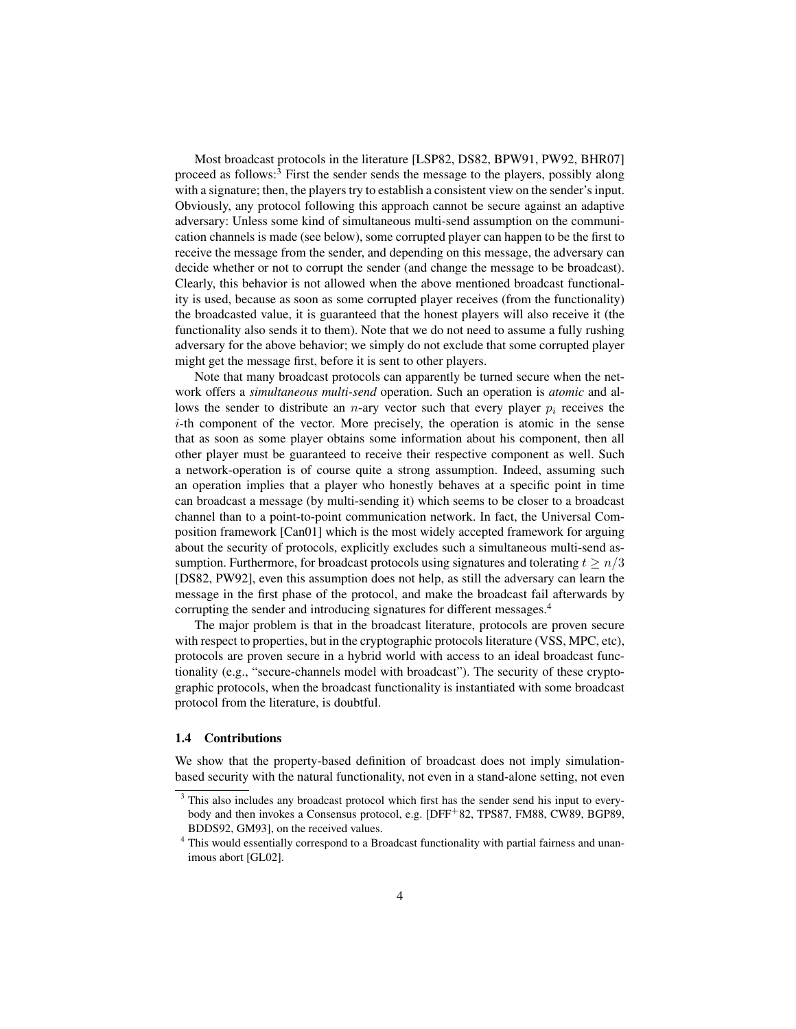Most broadcast protocols in the literature [LSP82, DS82, BPW91, PW92, BHR07] proceed as follows:[3] First the sender sends the message to the players, possibly along with a signature; then, the players try to establish a consistent view on the sender's input. Obviously, any protocol following this approach cannot be secure against an adaptive adversary: Unless some kind of simultaneous multi-send assumption on the communication channels is made (see below), some corrupted player can happen to be the first to receive the message from the sender, and depending on this message, the adversary can decide whether or not to corrupt the sender (and change the message to be broadcast). Clearly, this behavior is not allowed when the above mentioned broadcast functionality is used, because as soon as some corrupted player receives (from the functionality) the broadcasted value, it is guaranteed that the honest players will also receive it (the functionality also sends it to them). Note that we do not need to assume a fully rushing adversary for the above behavior; we simply do not exclude that some corrupted player might get the message first, before it is sent to other players.

Note that many broadcast protocols can apparently be turned secure when the network offers a *simultaneous multi-send* operation. Such an operation is *atomic* and allows the sender to distribute an $n$-ary vector such that every player $p_i$ receives the $i$-th component of the vector. More precisely, the operation is atomic in the sense that as soon as some player obtains some information about his component, then all other player must be guaranteed to receive their respective component as well. Such a network-operation is of course quite a strong assumption. Indeed, assuming such an operation implies that a player who honestly behaves at a specific point in time can broadcast a message (by multi-sending it) which seems to be closer to a broadcast channel than to a point-to-point communication network. In fact, the Universal Composition framework [Can01] which is the most widely accepted framework for arguing about the security of protocols, explicitly excludes such a simultaneous multi-send assumption. Furthermore, for broadcast protocols using signatures and tolerating $t \geq n/3$ [DS82, PW92], even this assumption does not help, as still the adversary can learn the message in the first phase of the protocol, and make the broadcast fail afterwards by corrupting the sender and introducing signatures for different messages.[4]

The major problem is that in the broadcast literature, protocols are proven secure with respect to properties, but in the cryptographic protocols literature (VSS, MPC, etc), protocols are proven secure in a hybrid world with access to an ideal broadcast functionality (e.g., "secure-channels model with broadcast"). The security of these cryptographic protocols, when the broadcast functionality is instantiated with some broadcast protocol from the literature, is doubtful.

### 1.4 Contributions

We show that the property-based definition of broadcast does not imply simulation-based security with the natural functionality, not even in a stand-alone setting, not even

[3] This also includes any broadcast protocol which first has the sender send his input to everybody and then invokes a Consensus protocol, e.g. [DFF+82, TPS87, FM88, CW89, BGP89, BDDS92, GM93], on the received values.

[4] This would essentially correspond to a Broadcast functionality with partial fairness and unanimous abort [GL02].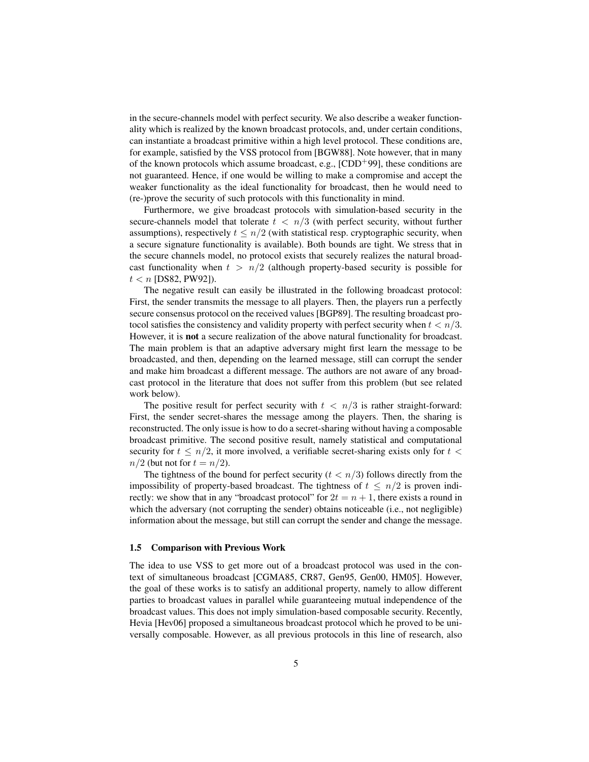in the secure-channels model with perfect security. We also describe a weaker functionality which is realized by the known broadcast protocols, and, under certain conditions, can instantiate a broadcast primitive within a high level protocol. These conditions are, for example, satisfied by the VSS protocol from [BGW88]. Note however, that in many of the known protocols which assume broadcast, e.g., [CDD$^+$99], these conditions are not guaranteed. Hence, if one would be willing to make a compromise and accept the weaker functionality as the ideal functionality for broadcast, then he would need to (re-)prove the security of such protocols with this functionality in mind.

Furthermore, we give broadcast protocols with simulation-based security in the secure-channels model that tolerate $t < n/3$ (with perfect security, without further assumptions), respectively $t \leq n/2$ (with statistical resp. cryptographic security, when a secure signature functionality is available). Both bounds are tight. We stress that in the secure channels model, no protocol exists that securely realizes the natural broadcast functionality when $t > n/2$ (although property-based security is possible for $t < n$ [DS82, PW92]).

The negative result can easily be illustrated in the following broadcast protocol: First, the sender transmits the message to all players. Then, the players run a perfectly secure consensus protocol on the received values [BGP89]. The resulting broadcast protocol satisfies the consistency and validity property with perfect security when $t < n/3$. However, it is **not** a secure realization of the above natural functionality for broadcast. The main problem is that an adaptive adversary might first learn the message to be broadcasted, and then, depending on the learned message, still can corrupt the sender and make him broadcast a different message. The authors are not aware of any broadcast protocol in the literature that does not suffer from this problem (but see related work below).

The positive result for perfect security with $t < n/3$ is rather straight-forward: First, the sender secret-shares the message among the players. Then, the sharing is reconstructed. The only issue is how to do a secret-sharing without having a composable broadcast primitive. The second positive result, namely statistical and computational security for $t \leq n/2$, it more involved, a verifiable secret-sharing exists only for $t < n/2$ (but not for $t = n/2$).

The tightness of the bound for perfect security ($t < n/3$) follows directly from the impossibility of property-based broadcast. The tightness of $t \leq n/2$ is proven indirectly: we show that in any "broadcast protocol" for $2t = n + 1$, there exists a round in which the adversary (not corrupting the sender) obtains noticeable (i.e., not negligible) information about the message, but still can corrupt the sender and change the message.

### 1.5 Comparison with Previous Work

The idea to use VSS to get more out of a broadcast protocol was used in the context of simultaneous broadcast [CGMA85, CR87, Gen95, Gen00, HM05]. However, the goal of these works is to satisfy an additional property, namely to allow different parties to broadcast values in parallel while guaranteeing mutual independence of the broadcast values. This does not imply simulation-based composable security. Recently, Hevia [Hev06] proposed a simultaneous broadcast protocol which he proved to be universally composable. However, as all previous protocols in this line of research, also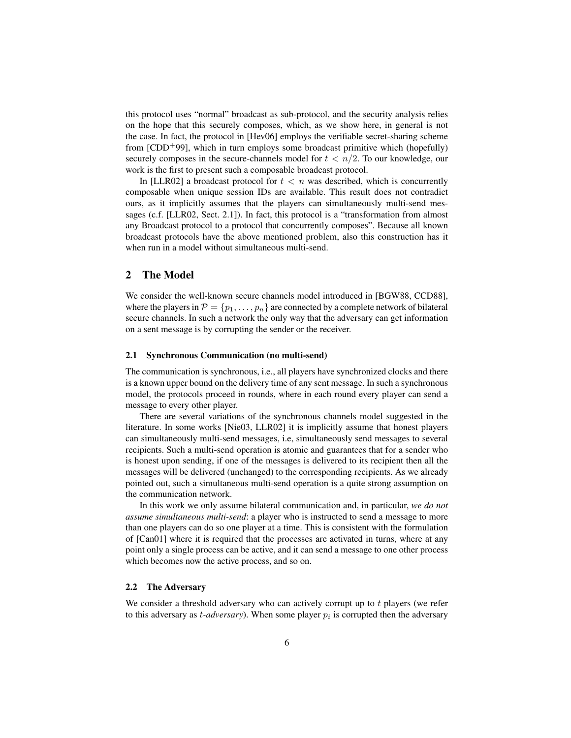this protocol uses "normal" broadcast as sub-protocol, and the security analysis relies on the hope that this securely composes, which, as we show here, in general is not the case. In fact, the protocol in [Hev06] employs the verifiable secret-sharing scheme from [CDD$^+$99], which in turn employs some broadcast primitive which (hopefully) securely composes in the secure-channels model for $t < n/2$. To our knowledge, our work is the first to present such a composable broadcast protocol.

In [LLR02] a broadcast protocol for $t < n$ was described, which is concurrently composable when unique session IDs are available. This result does not contradict ours, as it implicitly assumes that the players can simultaneously multi-send messages (c.f. [LLR02, Sect. 2.1]). In fact, this protocol is a "transformation from almost any Broadcast protocol to a protocol that concurrently composes". Because all known broadcast protocols have the above mentioned problem, also this construction has it when run in a model without simultaneous multi-send.

## 2 The Model

We consider the well-known secure channels model introduced in [BGW88, CCD88], where the players in $\mathcal{P} = \{p_1, \ldots, p_n\}$ are connected by a complete network of bilateral secure channels. In such a network the only way that the adversary can get information on a sent message is by corrupting the sender or the receiver.

### 2.1 Synchronous Communication (no multi-send)

The communication is synchronous, i.e., all players have synchronized clocks and there is a known upper bound on the delivery time of any sent message. In such a synchronous model, the protocols proceed in rounds, where in each round every player can send a message to every other player.

There are several variations of the synchronous channels model suggested in the literature. In some works [Nie03, LLR02] it is implicitly assume that honest players can simultaneously multi-send messages, i.e, simultaneously send messages to several recipients. Such a multi-send operation is atomic and guarantees that for a sender who is honest upon sending, if one of the messages is delivered to its recipient then all the messages will be delivered (unchanged) to the corresponding recipients. As we already pointed out, such a simultaneous multi-send operation is a quite strong assumption on the communication network.

In this work we only assume bilateral communication and, in particular, *we do not assume simultaneous multi-send*: a player who is instructed to send a message to more than one players can do so one player at a time. This is consistent with the formulation of [Can01] where it is required that the processes are activated in turns, where at any point only a single process can be active, and it can send a message to one other process which becomes now the active process, and so on.

### 2.2 The Adversary

We consider a threshold adversary who can actively corrupt up to $t$ players (we refer to this adversary as $t$-*adversary*). When some player $p_i$ is corrupted then the adversary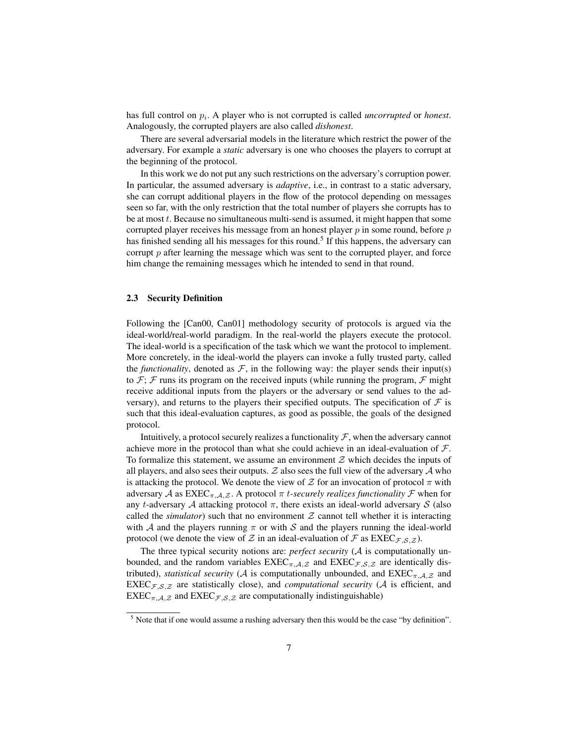has full control on $p_i$. A player who is not corrupted is called *uncorrupted* or *honest*. Analogously, the corrupted players are also called *dishonest*.

There are several adversarial models in the literature which restrict the power of the adversary. For example a *static* adversary is one who chooses the players to corrupt at the beginning of the protocol.

In this work we do not put any such restrictions on the adversary's corruption power. In particular, the assumed adversary is *adaptive*, i.e., in contrast to a static adversary, she can corrupt additional players in the flow of the protocol depending on messages seen so far, with the only restriction that the total number of players she corrupts has to be at most $t$. Because no simultaneous multi-send is assumed, it might happen that some corrupted player receives his message from an honest player $p$ in some round, before $p$ has finished sending all his messages for this round.[5] If this happens, the adversary can corrupt $p$ after learning the message which was sent to the corrupted player, and force him change the remaining messages which he intended to send in that round.

### 2.3 Security Definition

Following the [Can00, Can01] methodology security of protocols is argued via the ideal-world/real-world paradigm. In the real-world the players execute the protocol. The ideal-world is a specification of the task which we want the protocol to implement. More concretely, in the ideal-world the players can invoke a fully trusted party, called the *functionality*, denoted as $\mathcal{F}$, in the following way: the player sends their input(s) to $\mathcal{F}$; $\mathcal{F}$ runs its program on the received inputs (while running the program, $\mathcal{F}$ might receive additional inputs from the players or the adversary or send values to the adversary), and returns to the players their specified outputs. The specification of $\mathcal{F}$ is such that this ideal-evaluation captures, as good as possible, the goals of the designed protocol.

Intuitively, a protocol securely realizes a functionality $\mathcal{F}$, when the adversary cannot achieve more in the protocol than what she could achieve in an ideal-evaluation of $\mathcal{F}$. To formalize this statement, we assume an environment $\mathcal{Z}$ which decides the inputs of all players, and also sees their outputs. $\mathcal{Z}$ also sees the full view of the adversary $\mathcal{A}$ who is attacking the protocol. We denote the view of $\mathcal{Z}$ for an invocation of protocol $\pi$ with adversary $\mathcal{A}$ as $\text{EXEC}_{\pi,\mathcal{A},\mathcal{Z}}$. A protocol $\pi$ *$t$-securely realizes functionality $\mathcal{F}$* when for any $t$-adversary $\mathcal{A}$ attacking protocol $\pi$, there exists an ideal-world adversary $\mathcal{S}$ (also called the *simulator*) such that no environment $\mathcal{Z}$ cannot tell whether it is interacting with $\mathcal{A}$ and the players running $\pi$ or with $\mathcal{S}$ and the players running the ideal-world protocol (we denote the view of $\mathcal{Z}$ in an ideal-evaluation of $\mathcal{F}$ as $\text{EXEC}_{\mathcal{F},\mathcal{S},\mathcal{Z}}$).

The three typical security notions are: *perfect security* ($\mathcal{A}$ is computationally unbounded, and the random variables $\text{EXEC}_{\pi,\mathcal{A},\mathcal{Z}}$ and $\text{EXEC}_{\mathcal{F},\mathcal{S},\mathcal{Z}}$ are identically distributed), *statistical security* ($\mathcal{A}$ is computationally unbounded, and $\text{EXEC}_{\pi,\mathcal{A},\mathcal{Z}}$ and $\text{EXEC}_{\mathcal{F},\mathcal{S},\mathcal{Z}}$ are statistically close), and *computational security* ($\mathcal{A}$ is efficient, and $\text{EXEC}_{\pi,\mathcal{A},\mathcal{Z}}$ and $\text{EXEC}_{\mathcal{F},\mathcal{S},\mathcal{Z}}$ are computationally indistinguishable)

[5] Note that if one would assume a rushing adversary then this would be the case "by definition".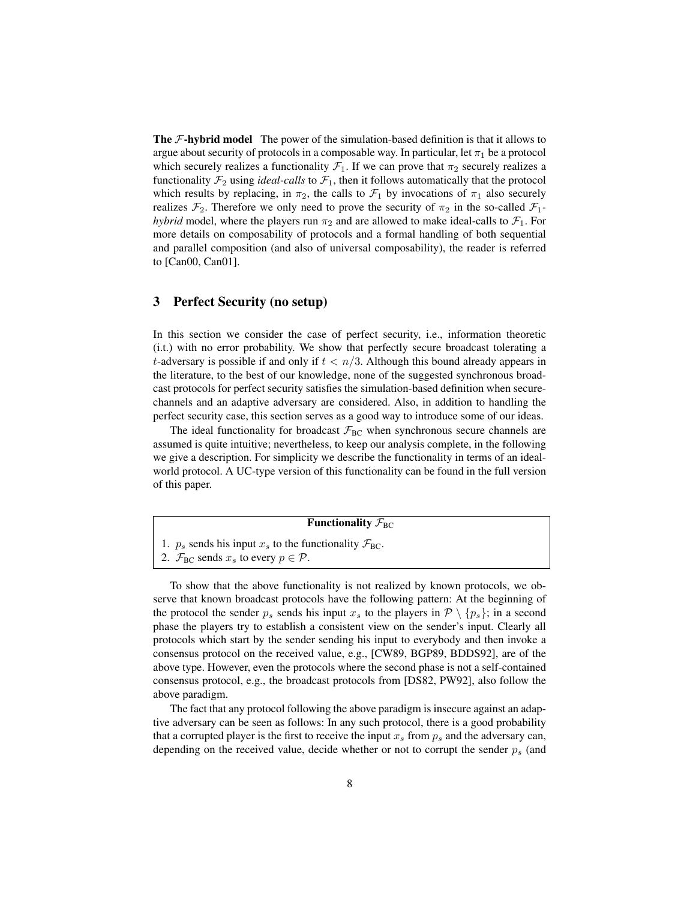**The $\mathcal{F}$-hybrid model** The power of the simulation-based definition is that it allows to argue about security of protocols in a composable way. In particular, let $\pi_1$ be a protocol which securely realizes a functionality $\mathcal{F}_1$. If we can prove that $\pi_2$ securely realizes a functionality $\mathcal{F}_2$ using *ideal-calls* to $\mathcal{F}_1$, then it follows automatically that the protocol which results by replacing, in $\pi_2$, the calls to $\mathcal{F}_1$ by invocations of $\pi_1$ also securely realizes $\mathcal{F}_2$. Therefore we only need to prove the security of $\pi_2$ in the so-called $\mathcal{F}_1$-*hybrid* model, where the players run $\pi_2$ and are allowed to make ideal-calls to $\mathcal{F}_1$. For more details on composability of protocols and a formal handling of both sequential and parallel composition (and also of universal composability), the reader is referred to [Can00, Can01].

## 3 Perfect Security (no setup)

In this section we consider the case of perfect security, i.e., information theoretic (i.t.) with no error probability. We show that perfectly secure broadcast tolerating a $t$-adversary is possible if and only if $t < n/3$. Although this bound already appears in the literature, to the best of our knowledge, none of the suggested synchronous broadcast protocols for perfect security satisfies the simulation-based definition when secure-channels and an adaptive adversary are considered. Also, in addition to handling the perfect security case, this section serves as a good way to introduce some of our ideas.

The ideal functionality for broadcast $\mathcal{F}_{\text{BC}}$ when synchronous secure channels are assumed is quite intuitive; nevertheless, to keep our analysis complete, in the following we give a description. For simplicity we describe the functionality in terms of an ideal-world protocol. A UC-type version of this functionality can be found in the full version of this paper.

**Functionality $\mathcal{F}_{\text{BC}}$**

1. $p_s$ sends his input $x_s$ to the functionality $\mathcal{F}_{\text{BC}}$.
2. $\mathcal{F}_{\text{BC}}$ sends $x_s$ to every $p \in \mathcal{P}$.

To show that the above functionality is not realized by known protocols, we observe that known broadcast protocols have the following pattern: At the beginning of the protocol the sender $p_s$ sends his input $x_s$ to the players in $\mathcal{P} \setminus \{p_s\}$; in a second phase the players try to establish a consistent view on the sender's input. Clearly all protocols which start by the sender sending his input to everybody and then invoke a consensus protocol on the received value, e.g., [CW89, BGP89, BDDS92], are of the above type. However, even the protocols where the second phase is not a self-contained consensus protocol, e.g., the broadcast protocols from [DS82, PW92], also follow the above paradigm.

The fact that any protocol following the above paradigm is insecure against an adaptive adversary can be seen as follows: In any such protocol, there is a good probability that a corrupted player is the first to receive the input $x_s$ from $p_s$ and the adversary can, depending on the received value, decide whether or not to corrupt the sender $p_s$ (and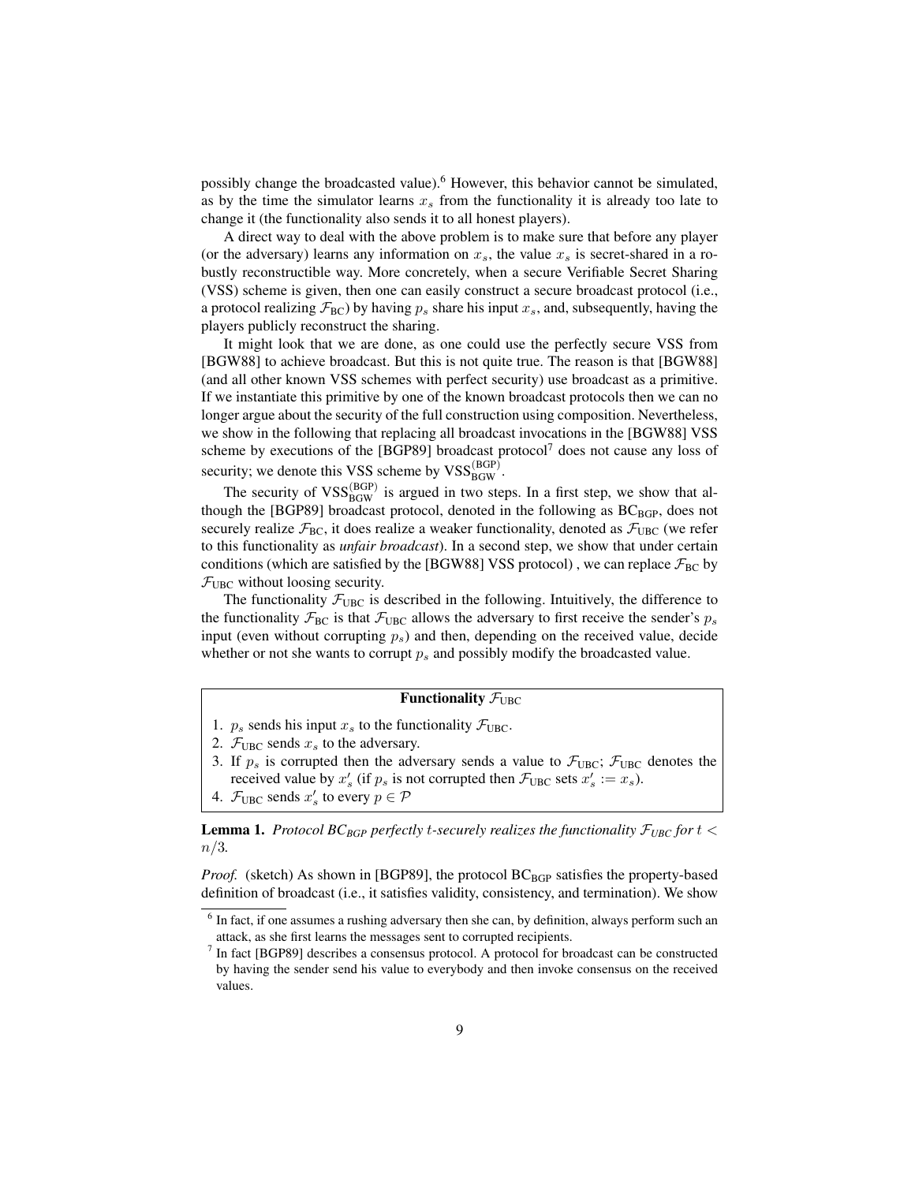possibly change the broadcasted value).[6] However, this behavior cannot be simulated, as by the time the simulator learns $x_s$ from the functionality it is already too late to change it (the functionality also sends it to all honest players).

A direct way to deal with the above problem is to make sure that before any player (or the adversary) learns any information on $x_s$, the value $x_s$ is secret-shared in a robustly reconstructible way. More concretely, when a secure Verifiable Secret Sharing (VSS) scheme is given, then one can easily construct a secure broadcast protocol (i.e., a protocol realizing $\mathcal{F}_{\text{BC}}$) by having $p_s$ share his input $x_s$, and, subsequently, having the players publicly reconstruct the sharing.

It might look that we are done, as one could use the perfectly secure VSS from [BGW88] to achieve broadcast. But this is not quite true. The reason is that [BGW88] (and all other known VSS schemes with perfect security) use broadcast as a primitive. If we instantiate this primitive by one of the known broadcast protocols then we can no longer argue about the security of the full construction using composition. Nevertheless, we show in the following that replacing all broadcast invocations in the [BGW88] VSS scheme by executions of the [BGP89] broadcast protocol[7] does not cause any loss of security; we denote this VSS scheme by $\text{VSS}_{\text{BGW}}^{(\text{BGP})}$.

The security of $\text{VSS}_{\text{BGW}}^{(\text{BGP})}$ is argued in two steps. In a first step, we show that although the [BGP89] broadcast protocol, denoted in the following as $\text{BC}_{\text{BGP}}$, does not securely realize $\mathcal{F}_{\text{BC}}$, it does realize a weaker functionality, denoted as $\mathcal{F}_{\text{UBC}}$ (we refer to this functionality as *unfair broadcast*). In a second step, we show that under certain conditions (which are satisfied by the [BGW88] VSS protocol) , we can replace $\mathcal{F}_{\text{BC}}$ by $\mathcal{F}_{\text{UBC}}$ without loosing security.

The functionality $\mathcal{F}_{\text{UBC}}$ is described in the following. Intuitively, the difference to the functionality $\mathcal{F}_{\text{BC}}$ is that $\mathcal{F}_{\text{UBC}}$ allows the adversary to first receive the sender's $p_s$ input (even without corrupting $p_s$) and then, depending on the received value, decide whether or not she wants to corrupt $p_s$ and possibly modify the broadcasted value.

**Functionality $\mathcal{F}_{\text{UBC}}$**

1. $p_s$ sends his input $x_s$ to the functionality $\mathcal{F}_{\text{UBC}}$.
2. $\mathcal{F}_{\text{UBC}}$ sends $x_s$ to the adversary.
3. If $p_s$ is corrupted then the adversary sends a value to $\mathcal{F}_{\text{UBC}}$; $\mathcal{F}_{\text{UBC}}$ denotes the received value by $x'_s$ (if $p_s$ is not corrupted then $\mathcal{F}_{\text{UBC}}$ sets $x'_s := x_s$).
4. $\mathcal{F}_{\text{UBC}}$ sends $x'_s$ to every $p \in \mathcal{P}$

**Lemma 1.** *Protocol $BC_{BGP}$ perfectly $t$-securely realizes the functionality $\mathcal{F}_{UBC}$ for $t < n/3$.*

*Proof.* (sketch) As shown in [BGP89], the protocol $\text{BC}_{\text{BGP}}$ satisfies the property-based definition of broadcast (i.e., it satisfies validity, consistency, and termination). We show

[6] In fact, if one assumes a rushing adversary then she can, by definition, always perform such an attack, as she first learns the messages sent to corrupted recipients.

[7] In fact [BGP89] describes a consensus protocol. A protocol for broadcast can be constructed by having the sender send his value to everybody and then invoke consensus on the received values.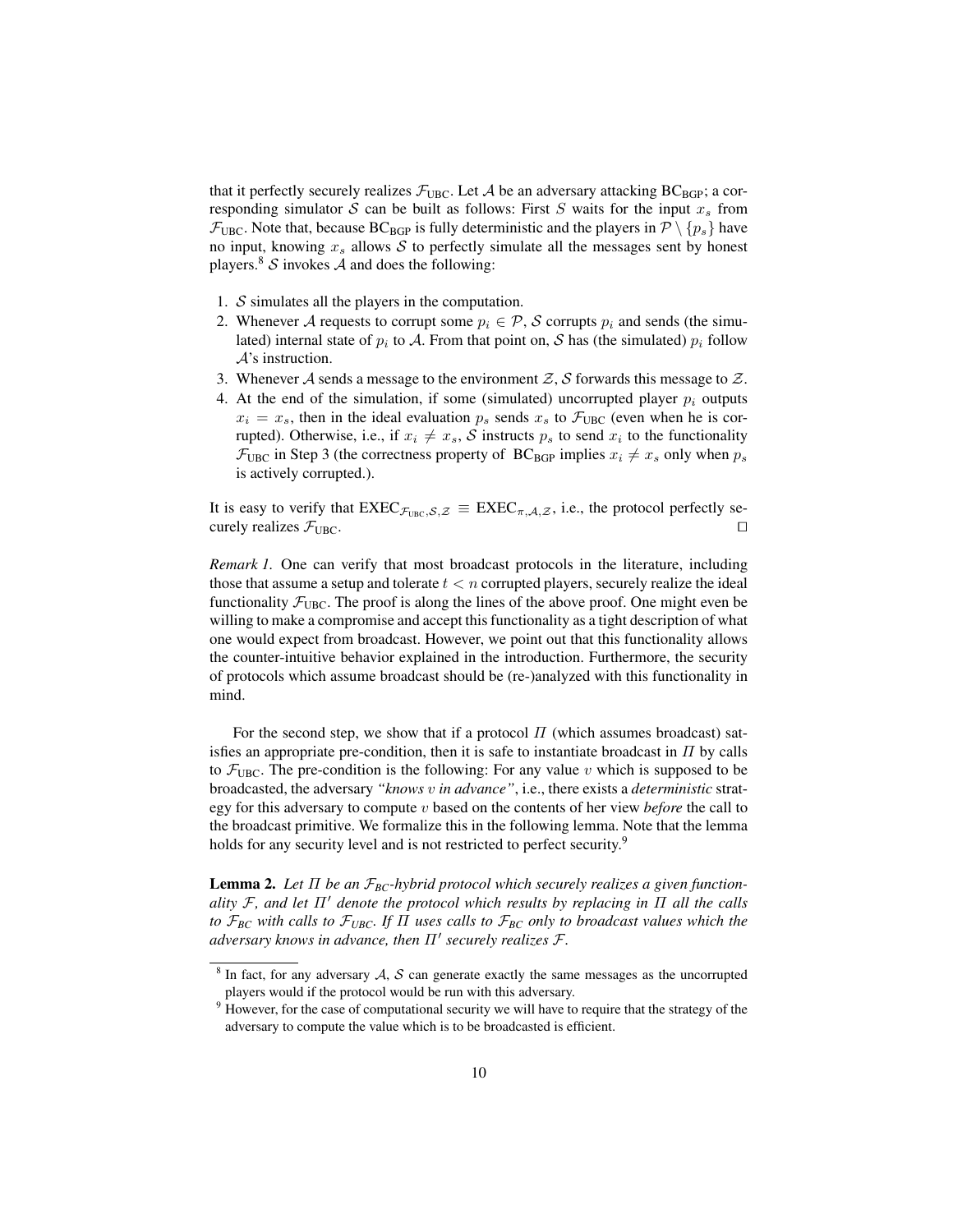that it perfectly securely realizes $\mathcal{F}_{\text{UBC}}$. Let $\mathcal{A}$ be an adversary attacking $\text{BC}_{\text{BGP}}$; a corresponding simulator $\mathcal{S}$ can be built as follows: First $S$ waits for the input $x_s$ from $\mathcal{F}_{\text{UBC}}$. Note that, because $\text{BC}_{\text{BGP}}$ is fully deterministic and the players in $\mathcal{P} \setminus \{p_s\}$ have no input, knowing $x_s$ allows $\mathcal{S}$ to perfectly simulate all the messages sent by honest players.[8] $\mathcal{S}$ invokes $\mathcal{A}$ and does the following:

1. $\mathcal{S}$ simulates all the players in the computation.
2. Whenever $\mathcal{A}$ requests to corrupt some $p_i \in \mathcal{P}$, $\mathcal{S}$ corrupts $p_i$ and sends (the simulated) internal state of $p_i$ to $\mathcal{A}$. From that point on, $\mathcal{S}$ has (the simulated) $p_i$ follow $\mathcal{A}$'s instruction.
3. Whenever $\mathcal{A}$ sends a message to the environment $\mathcal{Z}$, $\mathcal{S}$ forwards this message to $\mathcal{Z}$.
4. At the end of the simulation, if some (simulated) uncorrupted player $p_i$ outputs $x_i = x_s$, then in the ideal evaluation $p_s$ sends $x_s$ to $\mathcal{F}_{\text{UBC}}$ (even when he is corrupted). Otherwise, i.e., if $x_i \neq x_s$, $\mathcal{S}$ instructs $p_s$ to send $x_i$ to the functionality $\mathcal{F}_{\text{UBC}}$ in Step 3 (the correctness property of $\text{BC}_{\text{BGP}}$ implies $x_i \neq x_s$ only when $p_s$ is actively corrupted.).

It is easy to verify that $\text{EXEC}_{\mathcal{F}_{\text{UBC}},\mathcal{S},\mathcal{Z}} \equiv \text{EXEC}_{\pi,\mathcal{A},\mathcal{Z}}$, i.e., the protocol perfectly securely realizes $\mathcal{F}_{\text{UBC}}$. □

*Remark 1.* One can verify that most broadcast protocols in the literature, including those that assume a setup and tolerate $t < n$ corrupted players, securely realize the ideal functionality $\mathcal{F}_{\text{UBC}}$. The proof is along the lines of the above proof. One might even be willing to make a compromise and accept this functionality as a tight description of what one would expect from broadcast. However, we point out that this functionality allows the counter-intuitive behavior explained in the introduction. Furthermore, the security of protocols which assume broadcast should be (re-)analyzed with this functionality in mind.

For the second step, we show that if a protocol $\Pi$ (which assumes broadcast) satisfies an appropriate pre-condition, then it is safe to instantiate broadcast in $\Pi$ by calls to $\mathcal{F}_{\text{UBC}}$. The pre-condition is the following: For any value $v$ which is supposed to be broadcasted, the adversary *"knows $v$ in advance"*, i.e., there exists a *deterministic* strategy for this adversary to compute $v$ based on the contents of her view *before* the call to the broadcast primitive. We formalize this in the following lemma. Note that the lemma holds for any security level and is not restricted to perfect security.[9]

**Lemma 2.** *Let $\Pi$ be an $\mathcal{F}_{BC}$-hybrid protocol which securely realizes a given functionality $\mathcal{F}$, and let $\Pi'$ denote the protocol which results by replacing in $\Pi$ all the calls to $\mathcal{F}_{BC}$ with calls to $\mathcal{F}_{UBC}$. If $\Pi$ uses calls to $\mathcal{F}_{BC}$ only to broadcast values which the adversary knows in advance, then $\Pi'$ securely realizes $\mathcal{F}$.*

---

[8] In fact, for any adversary $\mathcal{A}$, $\mathcal{S}$ can generate exactly the same messages as the uncorrupted players would if the protocol would be run with this adversary.

[9] However, for the case of computational security we will have to require that the strategy of the adversary to compute the value which is to be broadcasted is efficient.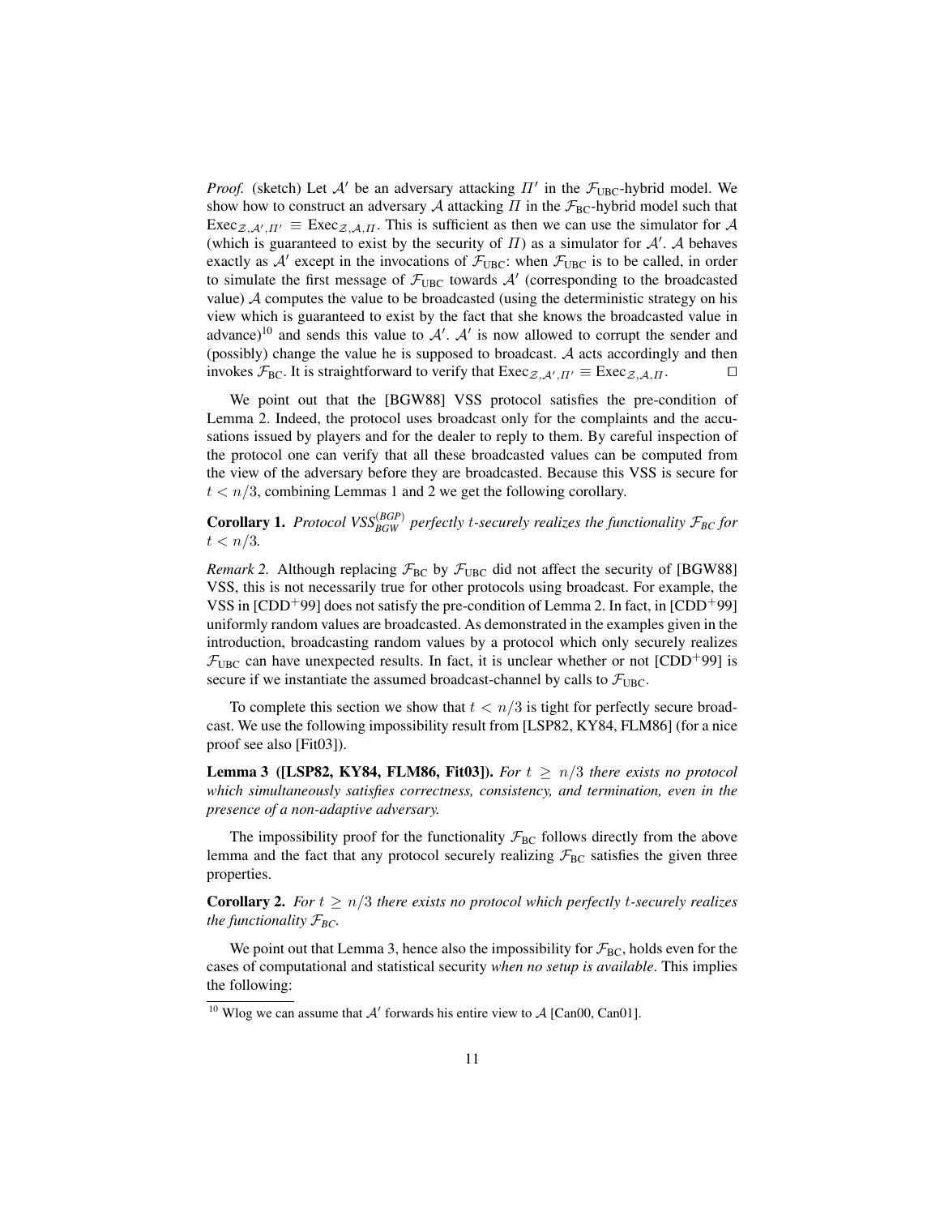*Proof.* (sketch) Let $\mathcal{A}'$ be an adversary attacking $\Pi'$ in the $\mathcal{F}_{\text{UBC}}$-hybrid model. We show how to construct an adversary $\mathcal{A}$ attacking $\Pi$ in the $\mathcal{F}_{\text{BC}}$-hybrid model such that $\text{Exec}_{\mathcal{Z},\mathcal{A}',\Pi'} \equiv \text{Exec}_{\mathcal{Z},\mathcal{A},\Pi}$. This is sufficient as then we can use the simulator for $\mathcal{A}$ (which is guaranteed to exist by the security of $\Pi$) as a simulator for $\mathcal{A}'$. $\mathcal{A}$ behaves exactly as $\mathcal{A}'$ except in the invocations of $\mathcal{F}_{\text{UBC}}$: when $\mathcal{F}_{\text{UBC}}$ is to be called, in order to simulate the first message of $\mathcal{F}_{\text{UBC}}$ towards $\mathcal{A}'$ (corresponding to the broadcasted value) $\mathcal{A}$ computes the value to be broadcasted (using the deterministic strategy on his view which is guaranteed to exist by the fact that she knows the broadcasted value in advance)[10] and sends this value to $\mathcal{A}'$. $\mathcal{A}'$ is now allowed to corrupt the sender and (possibly) change the value he is supposed to broadcast. $\mathcal{A}$ acts accordingly and then invokes $\mathcal{F}_{\text{BC}}$. It is straightforward to verify that $\text{Exec}_{\mathcal{Z},\mathcal{A}',\Pi'} \equiv \text{Exec}_{\mathcal{Z},\mathcal{A},\Pi}$. □

We point out that the [BGW88] VSS protocol satisfies the pre-condition of Lemma 2. Indeed, the protocol uses broadcast only for the complaints and the accusations issued by players and for the dealer to reply to them. By careful inspection of the protocol one can verify that all these broadcasted values can be computed from the view of the adversary before they are broadcasted. Because this VSS is secure for $t < n/3$, combining Lemmas 1 and 2 we get the following corollary.

**Corollary 1.** *Protocol $VSS_{BGW}^{(BGP)}$ perfectly $t$-securely realizes the functionality $\mathcal{F}_{BC}$ for $t < n/3$.*

*Remark 2.* Although replacing $\mathcal{F}_{\text{BC}}$ by $\mathcal{F}_{\text{UBC}}$ did not affect the security of [BGW88] VSS, this is not necessarily true for other protocols using broadcast. For example, the VSS in [CDD+99] does not satisfy the pre-condition of Lemma 2. In fact, in [CDD+99] uniformly random values are broadcasted. As demonstrated in the examples given in the introduction, broadcasting random values by a protocol which only securely realizes $\mathcal{F}_{\text{UBC}}$ can have unexpected results. In fact, it is unclear whether or not [CDD+99] is secure if we instantiate the assumed broadcast-channel by calls to $\mathcal{F}_{\text{UBC}}$.

To complete this section we show that $t < n/3$ is tight for perfectly secure broadcast. We use the following impossibility result from [LSP82, KY84, FLM86] (for a nice proof see also [Fit03]).

**Lemma 3 ([LSP82, KY84, FLM86, Fit03]).** *For $t \geq n/3$ there exists no protocol which simultaneously satisfies correctness, consistency, and termination, even in the presence of a non-adaptive adversary.*

The impossibility proof for the functionality $\mathcal{F}_{\text{BC}}$ follows directly from the above lemma and the fact that any protocol securely realizing $\mathcal{F}_{\text{BC}}$ satisfies the given three properties.

**Corollary 2.** *For $t \geq n/3$ there exists no protocol which perfectly $t$-securely realizes the functionality $\mathcal{F}_{BC}$.*

We point out that Lemma 3, hence also the impossibility for $\mathcal{F}_{\text{BC}}$, holds even for the cases of computational and statistical security *when no setup is available*. This implies the following:

[10] Wlog we can assume that $\mathcal{A}'$ forwards his entire view to $\mathcal{A}$ [Can00, Can01].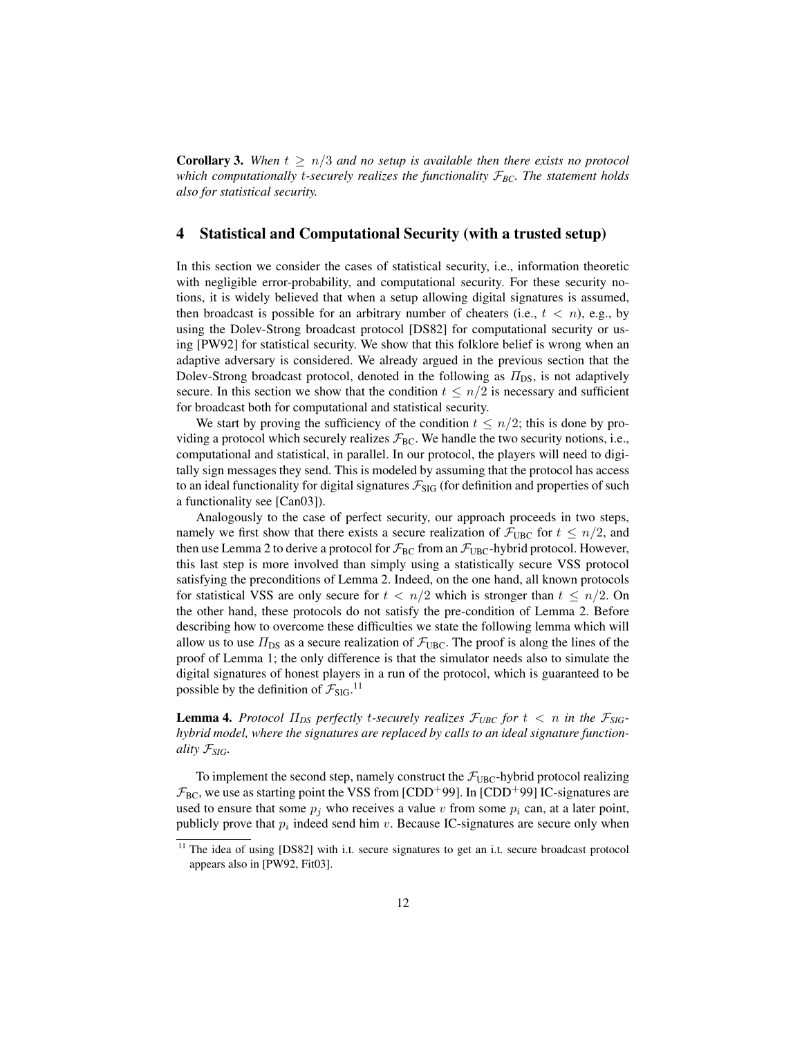**Corollary 3.** *When $t \geq n/3$ and no setup is available then there exists no protocol which computationally $t$-securely realizes the functionality $\mathcal{F}_{BC}$. The statement holds also for statistical security.*

## 4 Statistical and Computational Security (with a trusted setup)

In this section we consider the cases of statistical security, i.e., information theoretic with negligible error-probability, and computational security. For these security notions, it is widely believed that when a setup allowing digital signatures is assumed, then broadcast is possible for an arbitrary number of cheaters (i.e., $t < n$), e.g., by using the Dolev-Strong broadcast protocol [DS82] for computational security or using [PW92] for statistical security. We show that this folklore belief is wrong when an adaptive adversary is considered. We already argued in the previous section that the Dolev-Strong broadcast protocol, denoted in the following as $\Pi_{\text{DS}}$, is not adaptively secure. In this section we show that the condition $t \leq n/2$ is necessary and sufficient for broadcast both for computational and statistical security.

We start by proving the sufficiency of the condition $t \leq n/2$; this is done by providing a protocol which securely realizes $\mathcal{F}_{\text{BC}}$. We handle the two security notions, i.e., computational and statistical, in parallel. In our protocol, the players will need to digitally sign messages they send. This is modeled by assuming that the protocol has access to an ideal functionality for digital signatures $\mathcal{F}_{\text{SIG}}$ (for definition and properties of such a functionality see [Can03]).

Analogously to the case of perfect security, our approach proceeds in two steps, namely we first show that there exists a secure realization of $\mathcal{F}_{\text{UBC}}$ for $t \leq n/2$, and then use Lemma 2 to derive a protocol for $\mathcal{F}_{\text{BC}}$ from an $\mathcal{F}_{\text{UBC}}$-hybrid protocol. However, this last step is more involved than simply using a statistically secure VSS protocol satisfying the preconditions of Lemma 2. Indeed, on the one hand, all known protocols for statistical VSS are only secure for $t < n/2$ which is stronger than $t \leq n/2$. On the other hand, these protocols do not satisfy the pre-condition of Lemma 2. Before describing how to overcome these difficulties we state the following lemma which will allow us to use $\Pi_{\text{DS}}$ as a secure realization of $\mathcal{F}_{\text{UBC}}$. The proof is along the lines of the proof of Lemma 1; the only difference is that the simulator needs also to simulate the digital signatures of honest players in a run of the protocol, which is guaranteed to be possible by the definition of $\mathcal{F}_{\text{SIG}}$.[11]

**Lemma 4.** *Protocol $\Pi_{DS}$ perfectly $t$-securely realizes $\mathcal{F}_{UBC}$ for $t < n$ in the $\mathcal{F}_{SIG}$-hybrid model, where the signatures are replaced by calls to an ideal signature functionality $\mathcal{F}_{SIG}$.*

To implement the second step, namely construct the $\mathcal{F}_{\text{UBC}}$-hybrid protocol realizing $\mathcal{F}_{\text{BC}}$, we use as starting point the VSS from [CDD+99]. In [CDD+99] IC-signatures are used to ensure that some $p_j$ who receives a value $v$ from some $p_i$ can, at a later point, publicly prove that $p_i$ indeed send him $v$. Because IC-signatures are secure only when

[11] The idea of using [DS82] with i.t. secure signatures to get an i.t. secure broadcast protocol appears also in [PW92, Fit03].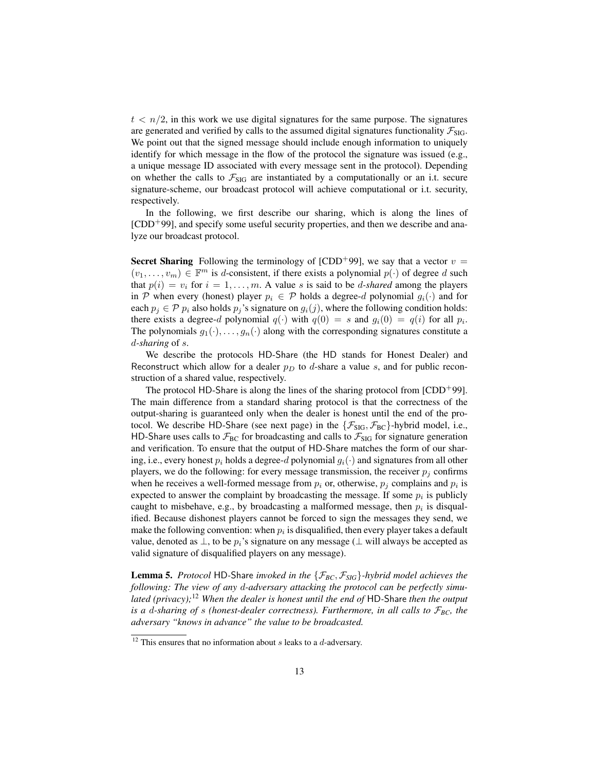$t < n/2$, in this work we use digital signatures for the same purpose. The signatures are generated and verified by calls to the assumed digital signatures functionality $\mathcal{F}_{\text{SIG}}$. We point out that the signed message should include enough information to uniquely identify for which message in the flow of the protocol the signature was issued (e.g., a unique message ID associated with every message sent in the protocol). Depending on whether the calls to $\mathcal{F}_{\text{SIG}}$ are instantiated by a computationally or an i.t. secure signature-scheme, our broadcast protocol will achieve computational or i.t. security, respectively.

In the following, we first describe our sharing, which is along the lines of [CDD$^+$99], and specify some useful security properties, and then we describe and analyze our broadcast protocol.

**Secret Sharing** Following the terminology of [CDD$^+$99], we say that a vector $v = (v_1, \ldots, v_m) \in \mathbb{F}^m$ is $d$-consistent, if there exists a polynomial $p(\cdot)$ of degree $d$ such that $p(i) = v_i$ for $i = 1, \ldots, m$. A value $s$ is said to be *$d$-shared* among the players in $\mathcal{P}$ when every (honest) player $p_i \in \mathcal{P}$ holds a degree-$d$ polynomial $g_i(\cdot)$ and for each $p_j \in \mathcal{P}$ $p_i$ also holds $p_j$'s signature on $g_i(j)$, where the following condition holds: there exists a degree-$d$ polynomial $q(\cdot)$ with $q(0) = s$ and $g_i(0) = q(i)$ for all $p_i$. The polynomials $g_1(\cdot), \ldots, g_n(\cdot)$ along with the corresponding signatures constitute a *$d$-sharing* of $s$.

We describe the protocols HD-Share (the HD stands for Honest Dealer) and Reconstruct which allow for a dealer $p_D$ to $d$-share a value $s$, and for public reconstruction of a shared value, respectively.

The protocol HD-Share is along the lines of the sharing protocol from [CDD$^+$99]. The main difference from a standard sharing protocol is that the correctness of the output-sharing is guaranteed only when the dealer is honest until the end of the protocol. We describe HD-Share (see next page) in the $\{\mathcal{F}_{\text{SIG}}, \mathcal{F}_{\text{BC}}\}$-hybrid model, i.e., HD-Share uses calls to $\mathcal{F}_{\text{BC}}$ for broadcasting and calls to $\mathcal{F}_{\text{SIG}}$ for signature generation and verification. To ensure that the output of HD-Share matches the form of our sharing, i.e., every honest $p_i$ holds a degree-$d$ polynomial $g_i(\cdot)$ and signatures from all other players, we do the following: for every message transmission, the receiver $p_j$ confirms when he receives a well-formed message from $p_i$ or, otherwise, $p_j$ complains and $p_i$ is expected to answer the complaint by broadcasting the message. If some $p_i$ is publicly caught to misbehave, e.g., by broadcasting a malformed message, then $p_i$ is disqualified. Because dishonest players cannot be forced to sign the messages they send, we make the following convention: when $p_i$ is disqualified, then every player takes a default value, denoted as $\perp$, to be $p_i$'s signature on any message ($\perp$ will always be accepted as valid signature of disqualified players on any message).

**Lemma 5.** *Protocol* HD-Share *invoked in the $\{\mathcal{F}_{BC}, \mathcal{F}_{SIG}\}$-hybrid model achieves the following: The view of any $d$-adversary attacking the protocol can be perfectly simulated (privacy);*[12] *When the dealer is honest until the end of* HD-Share *then the output is a $d$-sharing of $s$ (honest-dealer correctness). Furthermore, in all calls to $\mathcal{F}_{BC}$, the adversary "knows in advance" the value to be broadcasted.*

[12] This ensures that no information about $s$ leaks to a $d$-adversary.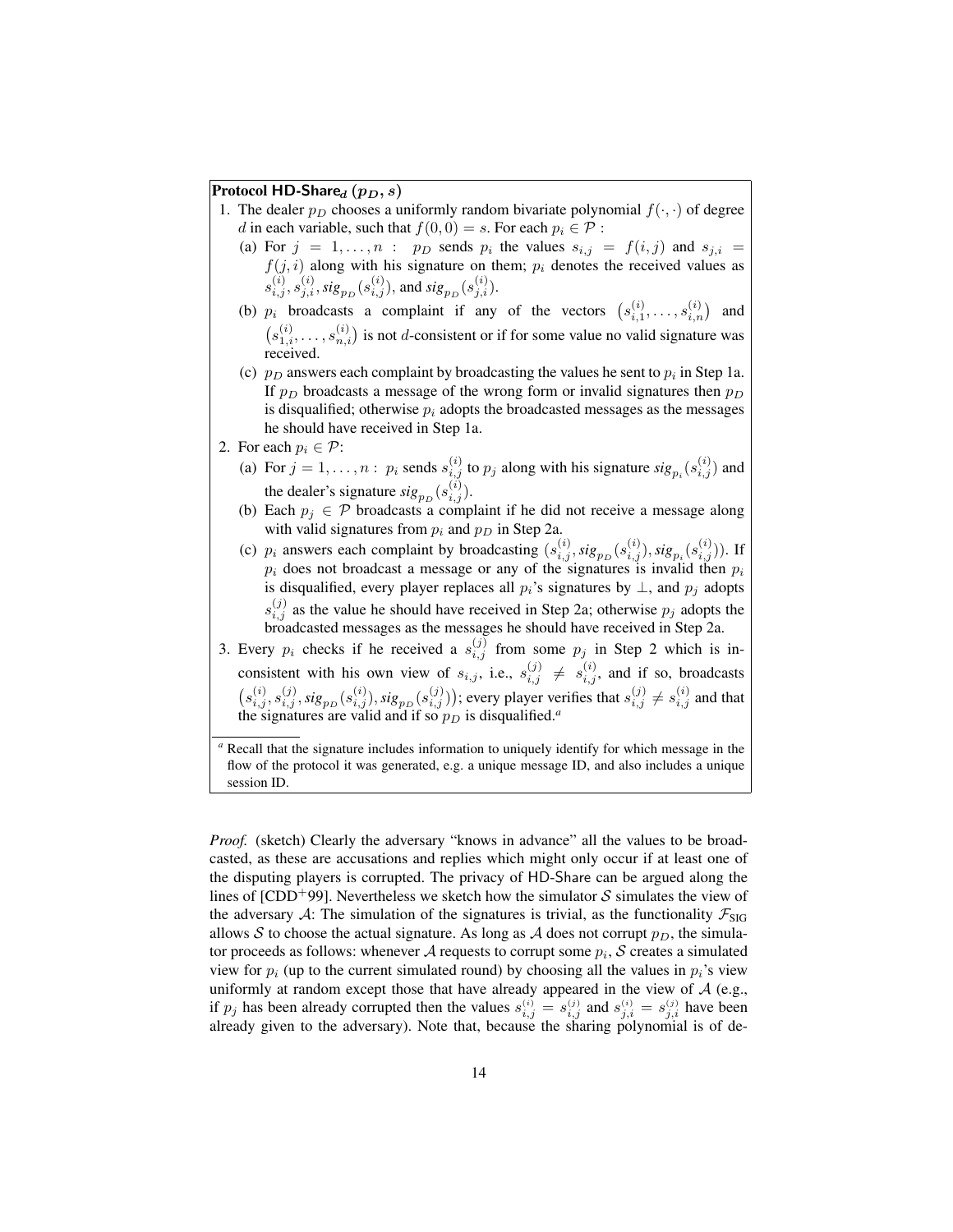**Protocol HD-Share$_d$ $(p_D, s)$**

1. The dealer $p_D$ chooses a uniformly random bivariate polynomial $f(\cdot,\cdot)$ of degree $d$ in each variable, such that $f(0,0) = s$. For each $p_i \in \mathcal{P}$ :
   (a) For $j = 1, \ldots, n$ : $p_D$ sends $p_i$ the values $s_{i,j} = f(i,j)$ and $s_{j,i} = f(j,i)$ along with his signature on them; $p_i$ denotes the received values as $s_{i,j}^{(i)}, s_{j,i}^{(i)}, sig_{p_D}(s_{i,j}^{(i)})$, and $sig_{p_D}(s_{j,i}^{(i)})$.
   (b) $p_i$ broadcasts a complaint if any of the vectors $\left(s_{i,1}^{(i)}, \ldots, s_{i,n}^{(i)}\right)$ and $\left(s_{1,i}^{(i)}, \ldots, s_{n,i}^{(i)}\right)$ is not $d$-consistent or if for some value no valid signature was received.
   (c) $p_D$ answers each complaint by broadcasting the values he sent to $p_i$ in Step 1a. If $p_D$ broadcasts a message of the wrong form or invalid signatures then $p_D$ is disqualified; otherwise $p_i$ adopts the broadcasted messages as the messages he should have received in Step 1a.
2. For each $p_i \in \mathcal{P}$:
   (a) For $j = 1, \ldots, n$ : $p_i$ sends $s_{i,j}^{(i)}$ to $p_j$ along with his signature $sig_{p_i}(s_{i,j}^{(i)})$ and the dealer's signature $sig_{p_D}(s_{i,j}^{(i)})$.
   (b) Each $p_j \in \mathcal{P}$ broadcasts a complaint if he did not receive a message along with valid signatures from $p_i$ and $p_D$ in Step 2a.
   (c) $p_i$ answers each complaint by broadcasting $(s_{i,j}^{(i)}, sig_{p_D}(s_{i,j}^{(i)}), sig_{p_i}(s_{i,j}^{(i)}))$. If $p_i$ does not broadcast a message or any of the signatures is invalid then $p_i$ is disqualified, every player replaces all $p_i$'s signatures by $\perp$, and $p_j$ adopts $s_{i,j}^{(j)}$ as the value he should have received in Step 2a; otherwise $p_j$ adopts the broadcasted messages as the messages he should have received in Step 2a.
3. Every $p_i$ checks if he received a $s_{i,j}^{(j)}$ from some $p_j$ in Step 2 which is inconsistent with his own view of $s_{i,j}$, i.e., $s_{i,j}^{(j)} \neq s_{i,j}^{(i)}$, and if so, broadcasts $\left(s_{i,j}^{(i)}, s_{i,j}^{(j)}, sig_{p_D}(s_{i,j}^{(i)}), sig_{p_D}(s_{i,j}^{(j)})\right)$; every player verifies that $s_{i,j}^{(j)} \neq s_{i,j}^{(i)}$ and that the signatures are valid and if so $p_D$ is disqualified.[a]

[a] Recall that the signature includes information to uniquely identify for which message in the flow of the protocol it was generated, e.g. a unique message ID, and also includes a unique session ID.

*Proof.* (sketch) Clearly the adversary "knows in advance" all the values to be broadcasted, as these are accusations and replies which might only occur if at least one of the disputing players is corrupted. The privacy of HD-Share can be argued along the lines of [CDD$^+$99]. Nevertheless we sketch how the simulator $\mathcal{S}$ simulates the view of the adversary $\mathcal{A}$: The simulation of the signatures is trivial, as the functionality $\mathcal{F}_{\text{SIG}}$ allows $\mathcal{S}$ to choose the actual signature. As long as $\mathcal{A}$ does not corrupt $p_D$, the simulator proceeds as follows: whenever $\mathcal{A}$ requests to corrupt some $p_i$, $\mathcal{S}$ creates a simulated view for $p_i$ (up to the current simulated round) by choosing all the values in $p_i$'s view uniformly at random except those that have already appeared in the view of $\mathcal{A}$ (e.g., if $p_j$ has been already corrupted then the values $s_{i,j}^{(i)} = s_{i,j}^{(j)}$ and $s_{j,i}^{(i)} = s_{j,i}^{(j)}$ have been already given to the adversary). Note that, because the sharing polynomial is of de-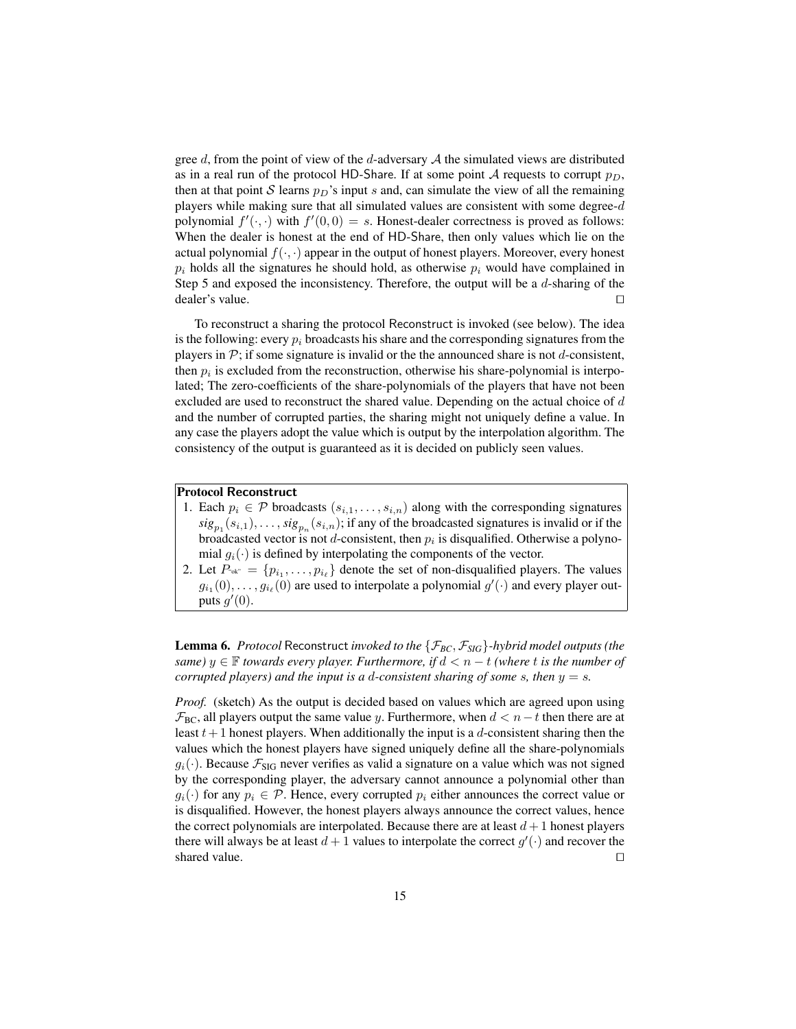gree $d$, from the point of view of the $d$-adversary $\mathcal{A}$ the simulated views are distributed as in a real run of the protocol HD-Share. If at some point $\mathcal{A}$ requests to corrupt $p_D$, then at that point $\mathcal{S}$ learns $p_D$'s input $s$ and, can simulate the view of all the remaining players while making sure that all simulated values are consistent with some degree-$d$ polynomial $f'(\cdot,\cdot)$ with $f'(0,0) = s$. Honest-dealer correctness is proved as follows: When the dealer is honest at the end of HD-Share, then only values which lie on the actual polynomial $f(\cdot,\cdot)$ appear in the output of honest players. Moreover, every honest $p_i$ holds all the signatures he should hold, as otherwise $p_i$ would have complained in Step 5 and exposed the inconsistency. Therefore, the output will be a $d$-sharing of the dealer's value. □

To reconstruct a sharing the protocol Reconstruct is invoked (see below). The idea is the following: every $p_i$ broadcasts his share and the corresponding signatures from the players in $\mathcal{P}$; if some signature is invalid or the the announced share is not $d$-consistent, then $p_i$ is excluded from the reconstruction, otherwise his share-polynomial is interpolated; The zero-coefficients of the share-polynomials of the players that have not been excluded are used to reconstruct the shared value. Depending on the actual choice of $d$ and the number of corrupted parties, the sharing might not uniquely define a value. In any case the players adopt the value which is output by the interpolation algorithm. The consistency of the output is guaranteed as it is decided on publicly seen values.

**Protocol Reconstruct**

1. Each $p_i \in \mathcal{P}$ broadcasts $(s_{i,1}, \ldots, s_{i,n})$ along with the corresponding signatures $sig_{p_1}(s_{i,1}), \ldots, sig_{p_n}(s_{i,n})$; if any of the broadcasted signatures is invalid or if the broadcasted vector is not $d$-consistent, then $p_i$ is disqualified. Otherwise a polynomial $g_i(\cdot)$ is defined by interpolating the components of the vector.
2. Let $P_{\text{"ok"}} = \{p_{i_1}, \ldots, p_{i_\ell}\}$ denote the set of non-disqualified players. The values $g_{i_1}(0), \ldots, g_{i_\ell}(0)$ are used to interpolate a polynomial $g'(\cdot)$ and every player outputs $g'(0)$.

**Lemma 6.** *Protocol* Reconstruct *invoked to the $\{\mathcal{F}_{BC}, \mathcal{F}_{SIG}\}$-hybrid model outputs (the same) $y \in \mathbb{F}$ towards every player. Furthermore, if $d < n - t$ (where $t$ is the number of corrupted players) and the input is a $d$-consistent sharing of some $s$, then $y = s$.*

*Proof.* (sketch) As the output is decided based on values which are agreed upon using $\mathcal{F}_{\text{BC}}$, all players output the same value $y$. Furthermore, when $d < n - t$ then there are at least $t+1$ honest players. When additionally the input is a $d$-consistent sharing then the values which the honest players have signed uniquely define all the share-polynomials $g_i(\cdot)$. Because $\mathcal{F}_{\text{SIG}}$ never verifies as valid a signature on a value which was not signed by the corresponding player, the adversary cannot announce a polynomial other than $g_i(\cdot)$ for any $p_i \in \mathcal{P}$. Hence, every corrupted $p_i$ either announces the correct value or is disqualified. However, the honest players always announce the correct values, hence the correct polynomials are interpolated. Because there are at least $d+1$ honest players there will always be at least $d+1$ values to interpolate the correct $g'(\cdot)$ and recover the shared value. □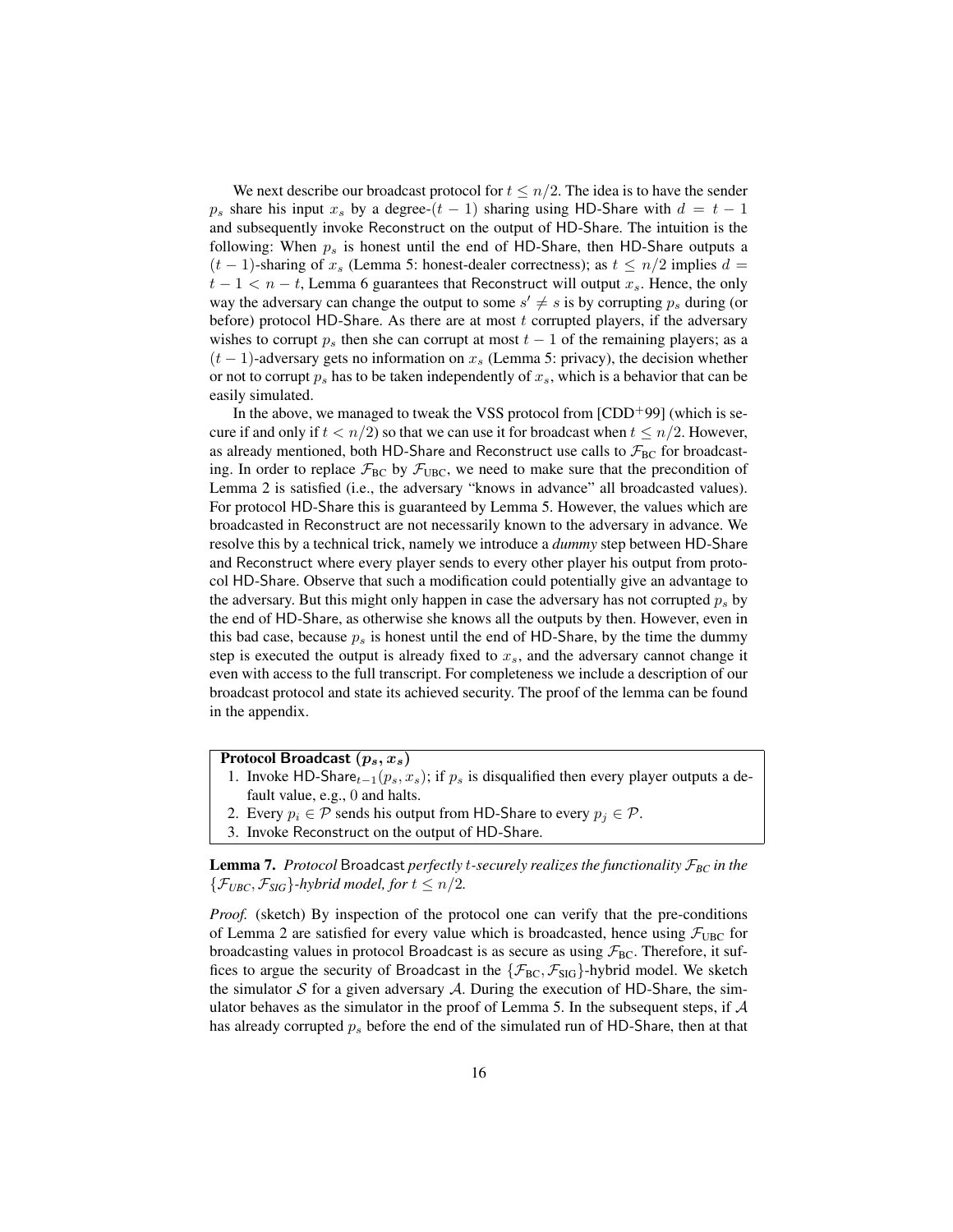We next describe our broadcast protocol for $t \leq n/2$. The idea is to have the sender $p_s$ share his input $x_s$ by a degree-$(t-1)$ sharing using HD-Share with $d = t-1$ and subsequently invoke Reconstruct on the output of HD-Share. The intuition is the following: When $p_s$ is honest until the end of HD-Share, then HD-Share outputs a $(t-1)$-sharing of $x_s$ (Lemma 5: honest-dealer correctness); as $t \leq n/2$ implies $d = t-1 < n-t$, Lemma 6 guarantees that Reconstruct will output $x_s$. Hence, the only way the adversary can change the output to some $s' \neq s$ is by corrupting $p_s$ during (or before) protocol HD-Share. As there are at most $t$ corrupted players, if the adversary wishes to corrupt $p_s$ then she can corrupt at most $t-1$ of the remaining players; as a $(t-1)$-adversary gets no information on $x_s$ (Lemma 5: privacy), the decision whether or not to corrupt $p_s$ has to be taken independently of $x_s$, which is a behavior that can be easily simulated.

In the above, we managed to tweak the VSS protocol from [CDD+99] (which is secure if and only if $t < n/2$) so that we can use it for broadcast when $t \leq n/2$. However, as already mentioned, both HD-Share and Reconstruct use calls to $\mathcal{F}_{\text{BC}}$ for broadcasting. In order to replace $\mathcal{F}_{\text{BC}}$ by $\mathcal{F}_{\text{UBC}}$, we need to make sure that the precondition of Lemma 2 is satisfied (i.e., the adversary "knows in advance" all broadcasted values). For protocol HD-Share this is guaranteed by Lemma 5. However, the values which are broadcasted in Reconstruct are not necessarily known to the adversary in advance. We resolve this by a technical trick, namely we introduce a *dummy* step between HD-Share and Reconstruct where every player sends to every other player his output from protocol HD-Share. Observe that such a modification could potentially give an advantage to the adversary. But this might only happen in case the adversary has not corrupted $p_s$ by the end of HD-Share, as otherwise she knows all the outputs by then. However, even in this bad case, because $p_s$ is honest until the end of HD-Share, by the time the dummy step is executed the output is already fixed to $x_s$, and the adversary cannot change it even with access to the full transcript. For completeness we include a description of our broadcast protocol and state its achieved security. The proof of the lemma can be found in the appendix.

**Protocol Broadcast $(p_s, x_s)$**

1. Invoke HD-Share$_{t-1}(p_s, x_s)$; if $p_s$ is disqualified then every player outputs a default value, e.g., 0 and halts.
2. Every $p_i \in \mathcal{P}$ sends his output from HD-Share to every $p_j \in \mathcal{P}$.
3. Invoke Reconstruct on the output of HD-Share.

**Lemma 7.** *Protocol* Broadcast *perfectly $t$-securely realizes the functionality $\mathcal{F}_{BC}$ in the $\{\mathcal{F}_{UBC}, \mathcal{F}_{SIG}\}$-hybrid model, for $t \leq n/2$.*

*Proof.* (sketch) By inspection of the protocol one can verify that the pre-conditions of Lemma 2 are satisfied for every value which is broadcasted, hence using $\mathcal{F}_{\text{UBC}}$ for broadcasting values in protocol Broadcast is as secure as using $\mathcal{F}_{\text{BC}}$. Therefore, it suffices to argue the security of Broadcast in the $\{\mathcal{F}_{\text{BC}}, \mathcal{F}_{\text{SIG}}\}$-hybrid model. We sketch the simulator $\mathcal{S}$ for a given adversary $\mathcal{A}$. During the execution of HD-Share, the simulator behaves as the simulator in the proof of Lemma 5. In the subsequent steps, if $\mathcal{A}$ has already corrupted $p_s$ before the end of the simulated run of HD-Share, then at that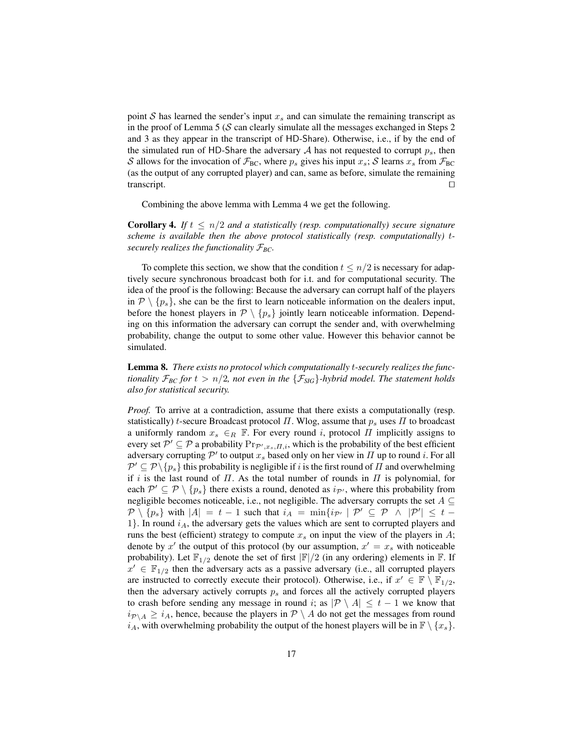point $\mathcal{S}$ has learned the sender's input $x_s$ and can simulate the remaining transcript as in the proof of Lemma 5 ($\mathcal{S}$ can clearly simulate all the messages exchanged in Steps 2 and 3 as they appear in the transcript of HD-Share). Otherwise, i.e., if by the end of the simulated run of HD-Share the adversary $\mathcal{A}$ has not requested to corrupt $p_s$, then $\mathcal{S}$ allows for the invocation of $\mathcal{F}_{\text{BC}}$, where $p_s$ gives his input $x_s$; $\mathcal{S}$ learns $x_s$ from $\mathcal{F}_{\text{BC}}$ (as the output of any corrupted player) and can, same as before, simulate the remaining transcript. □

Combining the above lemma with Lemma 4 we get the following.

**Corollary 4.** *If $t \leq n/2$ and a statistically (resp. computationally) secure signature scheme is available then the above protocol statistically (resp. computationally) $t$-securely realizes the functionality $\mathcal{F}_{BC}$.*

To complete this section, we show that the condition $t \leq n/2$ is necessary for adaptively secure synchronous broadcast both for i.t. and for computational security. The idea of the proof is the following: Because the adversary can corrupt half of the players in $\mathcal{P} \setminus \{p_s\}$, she can be the first to learn noticeable information on the dealers input, before the honest players in $\mathcal{P} \setminus \{p_s\}$ jointly learn noticeable information. Depending on this information the adversary can corrupt the sender and, with overwhelming probability, change the output to some other value. However this behavior cannot be simulated.

**Lemma 8.** *There exists no protocol which computationally $t$-securely realizes the functionality $\mathcal{F}_{BC}$ for $t > n/2$, not even in the $\{\mathcal{F}_{SIG}\}$-hybrid model. The statement holds also for statistical security.*

*Proof.* To arrive at a contradiction, assume that there exists a computationally (resp. statistically) $t$-secure Broadcast protocol $\Pi$. Wlog, assume that $p_s$ uses $\Pi$ to broadcast a uniformly random $x_s \in_R \mathbb{F}$. For every round $i$, protocol $\Pi$ implicitly assigns to every set $\mathcal{P}' \subseteq \mathcal{P}$ a probability $\Pr_{\mathcal{P}',x_s,\Pi,i}$, which is the probability of the best efficient adversary corrupting $\mathcal{P}'$ to output $x_s$ based only on her view in $\Pi$ up to round $i$. For all $\mathcal{P}' \subseteq \mathcal{P} \setminus \{p_s\}$ this probability is negligible if $i$ is the first round of $\Pi$ and overwhelming if $i$ is the last round of $\Pi$. As the total number of rounds in $\Pi$ is polynomial, for each $\mathcal{P}' \subseteq \mathcal{P} \setminus \{p_s\}$ there exists a round, denoted as $i_{\mathcal{P}'}$, where this probability from negligible becomes noticeable, i.e., not negligible. The adversary corrupts the set $A \subseteq \mathcal{P} \setminus \{p_s\}$ with $|A| = t - 1$ such that $i_A = \min\{i_{\mathcal{P}'} \mid \mathcal{P}' \subseteq \mathcal{P} \ \wedge \ |\mathcal{P}'| \leq t - 1\}$. In round $i_A$, the adversary gets the values which are sent to corrupted players and runs the best (efficient) strategy to compute $x_s$ on input the view of the players in $A$; denote by $x'$ the output of this protocol (by our assumption, $x' = x_s$ with noticeable probability). Let $\mathbb{F}_{1/2}$ denote the set of first $|\mathbb{F}|/2$ (in any ordering) elements in $\mathbb{F}$. If $x' \in \mathbb{F}_{1/2}$ then the adversary acts as a passive adversary (i.e., all corrupted players are instructed to correctly execute their protocol). Otherwise, i.e., if $x' \in \mathbb{F} \setminus \mathbb{F}_{1/2}$, then the adversary actively corrupts $p_s$ and forces all the actively corrupted players to crash before sending any message in round $i$; as $|\mathcal{P} \setminus A| \leq t - 1$ we know that $i_{\mathcal{P} \setminus A} \geq i_A$, hence, because the players in $\mathcal{P} \setminus A$ do not get the messages from round $i_A$, with overwhelming probability the output of the honest players will be in $\mathbb{F} \setminus \{x_s\}$.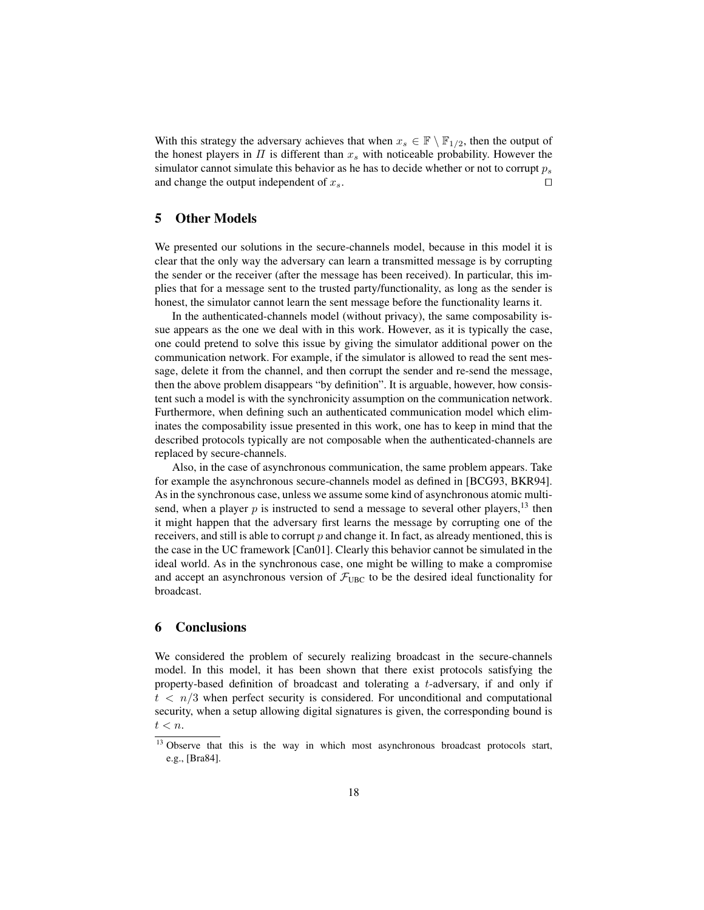With this strategy the adversary achieves that when $x_s \in \mathbb{F} \setminus \mathbb{F}_{1/2}$, then the output of the honest players in $\Pi$ is different than $x_s$ with noticeable probability. However the simulator cannot simulate this behavior as he has to decide whether or not to corrupt $p_s$ and change the output independent of $x_s$. □

## 5 Other Models

We presented our solutions in the secure-channels model, because in this model it is clear that the only way the adversary can learn a transmitted message is by corrupting the sender or the receiver (after the message has been received). In particular, this implies that for a message sent to the trusted party/functionality, as long as the sender is honest, the simulator cannot learn the sent message before the functionality learns it.

In the authenticated-channels model (without privacy), the same composability issue appears as the one we deal with in this work. However, as it is typically the case, one could pretend to solve this issue by giving the simulator additional power on the communication network. For example, if the simulator is allowed to read the sent message, delete it from the channel, and then corrupt the sender and re-send the message, then the above problem disappears "by definition". It is arguable, however, how consistent such a model is with the synchronicity assumption on the communication network. Furthermore, when defining such an authenticated communication model which eliminates the composability issue presented in this work, one has to keep in mind that the described protocols typically are not composable when the authenticated-channels are replaced by secure-channels.

Also, in the case of asynchronous communication, the same problem appears. Take for example the asynchronous secure-channels model as defined in [BCG93, BKR94]. As in the synchronous case, unless we assume some kind of asynchronous atomic multisend, when a player $p$ is instructed to send a message to several other players,[13] then it might happen that the adversary first learns the message by corrupting one of the receivers, and still is able to corrupt $p$ and change it. In fact, as already mentioned, this is the case in the UC framework [Can01]. Clearly this behavior cannot be simulated in the ideal world. As in the synchronous case, one might be willing to make a compromise and accept an asynchronous version of $\mathcal{F}_{\text{UBC}}$ to be the desired ideal functionality for broadcast.

## 6 Conclusions

We considered the problem of securely realizing broadcast in the secure-channels model. In this model, it has been shown that there exist protocols satisfying the property-based definition of broadcast and tolerating a $t$-adversary, if and only if $t < n/3$ when perfect security is considered. For unconditional and computational security, when a setup allowing digital signatures is given, the corresponding bound is $t < n$.

[13] Observe that this is the way in which most asynchronous broadcast protocols start, e.g., [Bra84].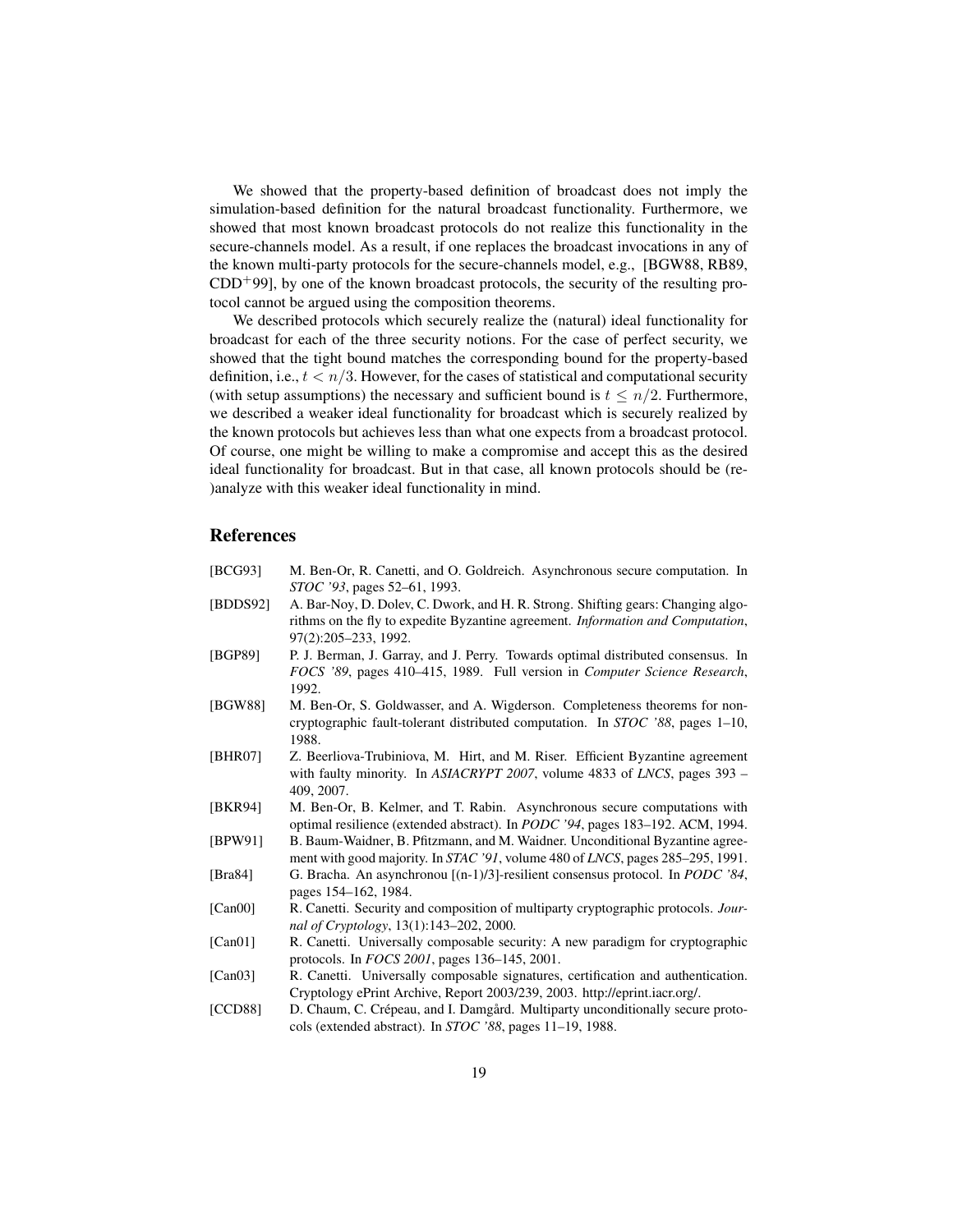We showed that the property-based definition of broadcast does not imply the simulation-based definition for the natural broadcast functionality. Furthermore, we showed that most known broadcast protocols do not realize this functionality in the secure-channels model. As a result, if one replaces the broadcast invocations in any of the known multi-party protocols for the secure-channels model, e.g., [BGW88, RB89, $\text{CDD}^{+}99$], by one of the known broadcast protocols, the security of the resulting protocol cannot be argued using the composition theorems.

We described protocols which securely realize the (natural) ideal functionality for broadcast for each of the three security notions. For the case of perfect security, we showed that the tight bound matches the corresponding bound for the property-based definition, i.e., $t < n/3$. However, for the cases of statistical and computational security (with setup assumptions) the necessary and sufficient bound is $t \leq n/2$. Furthermore, we described a weaker ideal functionality for broadcast which is securely realized by the known protocols but achieves less than what one expects from a broadcast protocol. Of course, one might be willing to make a compromise and accept this as the desired ideal functionality for broadcast. But in that case, all known protocols should be (re-)analyze with this weaker ideal functionality in mind.

## References

[BCG93] M. Ben-Or, R. Canetti, and O. Goldreich. Asynchronous secure computation. In *STOC '93*, pages 52–61, 1993.

[BDDS92] A. Bar-Noy, D. Dolev, C. Dwork, and H. R. Strong. Shifting gears: Changing algorithms on the fly to expedite Byzantine agreement. *Information and Computation*, 97(2):205–233, 1992.

[BGP89] P. J. Berman, J. Garray, and J. Perry. Towards optimal distributed consensus. In *FOCS '89*, pages 410–415, 1989. Full version in *Computer Science Research*, 1992.

[BGW88] M. Ben-Or, S. Goldwasser, and A. Wigderson. Completeness theorems for non-cryptographic fault-tolerant distributed computation. In *STOC '88*, pages 1–10, 1988.

[BHR07] Z. Beerliova-Trubiniova, M. Hirt, and M. Riser. Efficient Byzantine agreement with faulty minority. In *ASIACRYPT 2007*, volume 4833 of *LNCS*, pages 393 – 409, 2007.

[BKR94] M. Ben-Or, B. Kelmer, and T. Rabin. Asynchronous secure computations with optimal resilience (extended abstract). In *PODC '94*, pages 183–192. ACM, 1994.

[BPW91] B. Baum-Waidner, B. Pfitzmann, and M. Waidner. Unconditional Byzantine agreement with good majority. In *STAC '91*, volume 480 of *LNCS*, pages 285–295, 1991.

[Bra84] G. Bracha. An asynchronou [(n-1)/3]-resilient consensus protocol. In *PODC '84*, pages 154–162, 1984.

[Can00] R. Canetti. Security and composition of multiparty cryptographic protocols. *Journal of Cryptology*, 13(1):143–202, 2000.

[Can01] R. Canetti. Universally composable security: A new paradigm for cryptographic protocols. In *FOCS 2001*, pages 136–145, 2001.

[Can03] R. Canetti. Universally composable signatures, certification and authentication. Cryptology ePrint Archive, Report 2003/239, 2003. http://eprint.iacr.org/.

[CCD88] D. Chaum, C. Crépeau, and I. Damgård. Multiparty unconditionally secure protocols (extended abstract). In *STOC '88*, pages 11–19, 1988.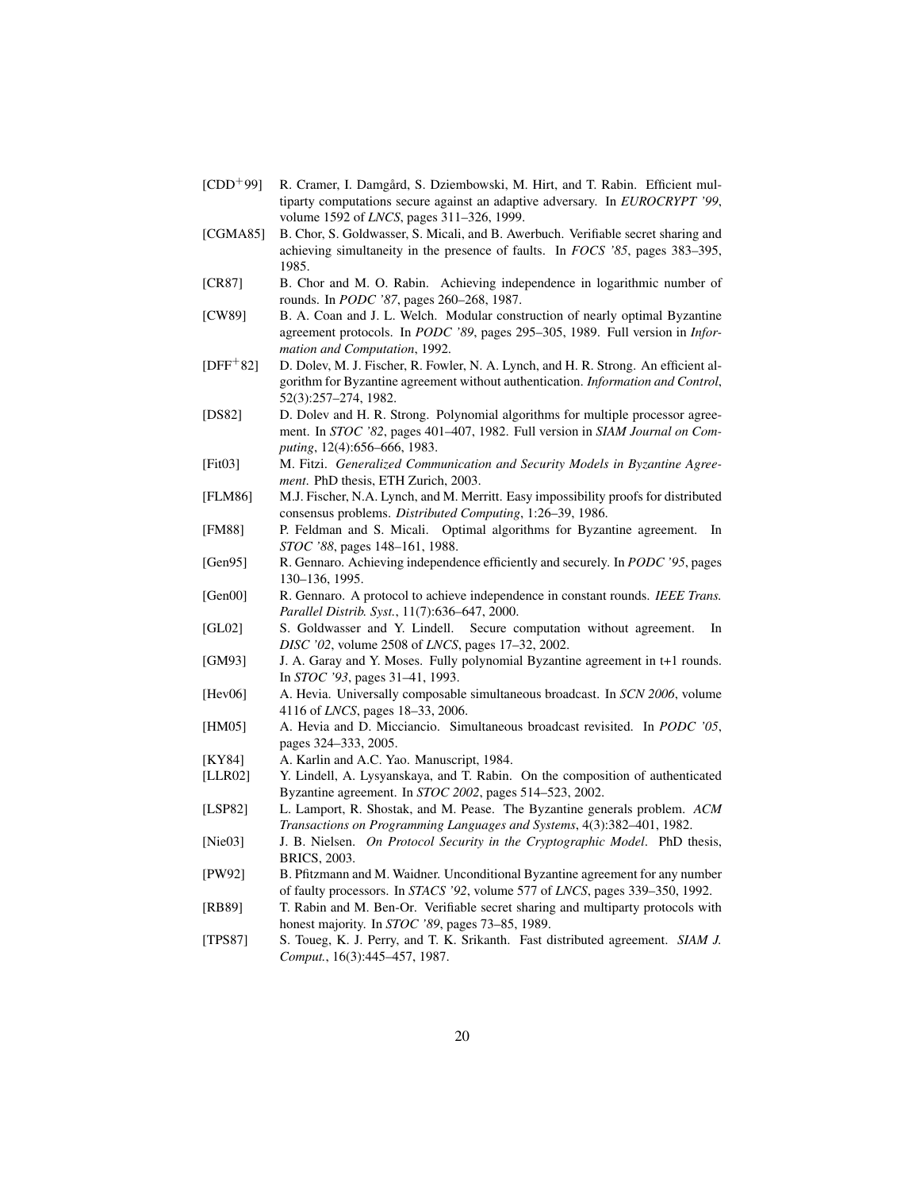[CDD+99] R. Cramer, I. Damgård, S. Dziembowski, M. Hirt, and T. Rabin. Efficient multiparty computations secure against an adaptive adversary. In *EUROCRYPT '99*, volume 1592 of *LNCS*, pages 311–326, 1999.

[CGMA85] B. Chor, S. Goldwasser, S. Micali, and B. Awerbuch. Verifiable secret sharing and achieving simultaneity in the presence of faults. In *FOCS '85*, pages 383–395, 1985.

[CR87] B. Chor and M. O. Rabin. Achieving independence in logarithmic number of rounds. In *PODC '87*, pages 260–268, 1987.

[CW89] B. A. Coan and J. L. Welch. Modular construction of nearly optimal Byzantine agreement protocols. In *PODC '89*, pages 295–305, 1989. Full version in *Information and Computation*, 1992.

[DFF+82] D. Dolev, M. J. Fischer, R. Fowler, N. A. Lynch, and H. R. Strong. An efficient algorithm for Byzantine agreement without authentication. *Information and Control*, 52(3):257–274, 1982.

[DS82] D. Dolev and H. R. Strong. Polynomial algorithms for multiple processor agreement. In *STOC '82*, pages 401–407, 1982. Full version in *SIAM Journal on Computing*, 12(4):656–666, 1983.

[Fit03] M. Fitzi. *Generalized Communication and Security Models in Byzantine Agreement*. PhD thesis, ETH Zurich, 2003.

[FLM86] M.J. Fischer, N.A. Lynch, and M. Merritt. Easy impossibility proofs for distributed consensus problems. *Distributed Computing*, 1:26–39, 1986.

[FM88] P. Feldman and S. Micali. Optimal algorithms for Byzantine agreement. In *STOC '88*, pages 148–161, 1988.

[Gen95] R. Gennaro. Achieving independence efficiently and securely. In *PODC '95*, pages 130–136, 1995.

[Gen00] R. Gennaro. A protocol to achieve independence in constant rounds. *IEEE Trans. Parallel Distrib. Syst.*, 11(7):636–647, 2000.

[GL02] S. Goldwasser and Y. Lindell. Secure computation without agreement. In *DISC '02*, volume 2508 of *LNCS*, pages 17–32, 2002.

[GM93] J. A. Garay and Y. Moses. Fully polynomial Byzantine agreement in t+1 rounds. In *STOC '93*, pages 31–41, 1993.

[Hev06] A. Hevia. Universally composable simultaneous broadcast. In *SCN 2006*, volume 4116 of *LNCS*, pages 18–33, 2006.

[HM05] A. Hevia and D. Micciancio. Simultaneous broadcast revisited. In *PODC '05*, pages 324–333, 2005.

[KY84] A. Karlin and A.C. Yao. Manuscript, 1984.

[LLR02] Y. Lindell, A. Lysyanskaya, and T. Rabin. On the composition of authenticated Byzantine agreement. In *STOC 2002*, pages 514–523, 2002.

[LSP82] L. Lamport, R. Shostak, and M. Pease. The Byzantine generals problem. *ACM Transactions on Programming Languages and Systems*, 4(3):382–401, 1982.

[Nie03] J. B. Nielsen. *On Protocol Security in the Cryptographic Model*. PhD thesis, BRICS, 2003.

[PW92] B. Pfitzmann and M. Waidner. Unconditional Byzantine agreement for any number of faulty processors. In *STACS '92*, volume 577 of *LNCS*, pages 339–350, 1992.

[RB89] T. Rabin and M. Ben-Or. Verifiable secret sharing and multiparty protocols with honest majority. In *STOC '89*, pages 73–85, 1989.

[TPS87] S. Toueg, K. J. Perry, and T. K. Srikanth. Fast distributed agreement. *SIAM J. Comput.*, 16(3):445–457, 1987.